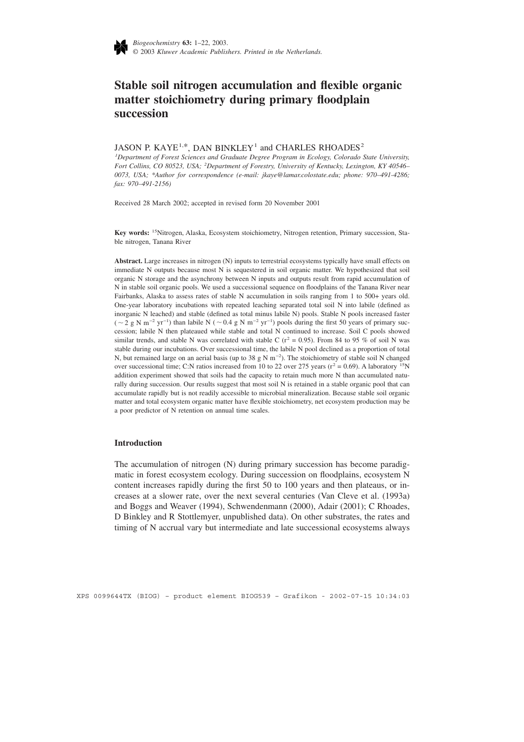*Biogeochemistry* **63:** 1–22, 2003.
© 2003 *Kluwer Academic Publishers. Printed in the Netherlands.*

# Stable soil nitrogen accumulation and flexible organic matter stoichiometry during primary floodplain succession

JASON P. KAYE[1,*], DAN BINKLEY[1] and CHARLES RHOADES[2]

*[1]Department of Forest Sciences and Graduate Degree Program in Ecology, Colorado State University, Fort Collins, CO 80523, USA; [2]Department of Forestry, University of Kentucky, Lexington, KY 40546–0073, USA; *Author for correspondence (e-mail: jkaye@lamar.colostate.edu; phone: 970–491-4286; fax: 970–491-2156)*

Received 28 March 2002; accepted in revised form 20 November 2001

**Key words:** $^{15}$Nitrogen, Alaska, Ecosystem stoichiometry, Nitrogen retention, Primary succession, Stable nitrogen, Tanana River

**Abstract.** Large increases in nitrogen (N) inputs to terrestrial ecosystems typically have small effects on immediate N outputs because most N is sequestered in soil organic matter. We hypothesized that soil organic N storage and the asynchrony between N inputs and outputs result from rapid accumulation of N in stable soil organic pools. We used a successional sequence on floodplains of the Tanana River near Fairbanks, Alaska to assess rates of stable N accumulation in soils ranging from 1 to 500+ years old. One-year laboratory incubations with repeated leaching separated total soil N into labile (defined as inorganic N leached) and stable (defined as total minus labile N) pools. Stable N pools increased faster ($\sim 2$ g N m$^{-2}$ yr$^{-1}$) than labile N ($\sim 0.4$ g N m$^{-2}$ yr$^{-1}$) pools during the first 50 years of primary succession; labile N then plateaued while stable and total N continued to increase. Soil C pools showed similar trends, and stable N was correlated with stable C ($r^2 = 0.95$). From 84 to 95 % of soil N was stable during our incubations. Over successional time, the labile N pool declined as a proportion of total N, but remained large on an aerial basis (up to 38 g N m$^{-2}$). The stoichiometry of stable soil N changed over successional time; C:N ratios increased from 10 to 22 over 275 years ($r^2 = 0.69$). A laboratory $^{15}$N addition experiment showed that soils had the capacity to retain much more N than accumulated naturally during succession. Our results suggest that most soil N is retained in a stable organic pool that can accumulate rapidly but is not readily accessible to microbial mineralization. Because stable soil organic matter and total ecosystem organic matter have flexible stoichiometry, net ecosystem production may be a poor predictor of N retention on annual time scales.

## Introduction

The accumulation of nitrogen (N) during primary succession has become paradigmatic in forest ecosystem ecology. During succession on floodplains, ecosystem N content increases rapidly during the first 50 to 100 years and then plateaus, or increases at a slower rate, over the next several centuries (Van Cleve et al. (1993a) and Boggs and Weaver (1994), Schwendenmann (2000), Adair (2001); C Rhoades, D Binkley and R Stottlemyer, unpublished data). On other substrates, the rates and timing of N accrual vary but intermediate and late successional ecosystems always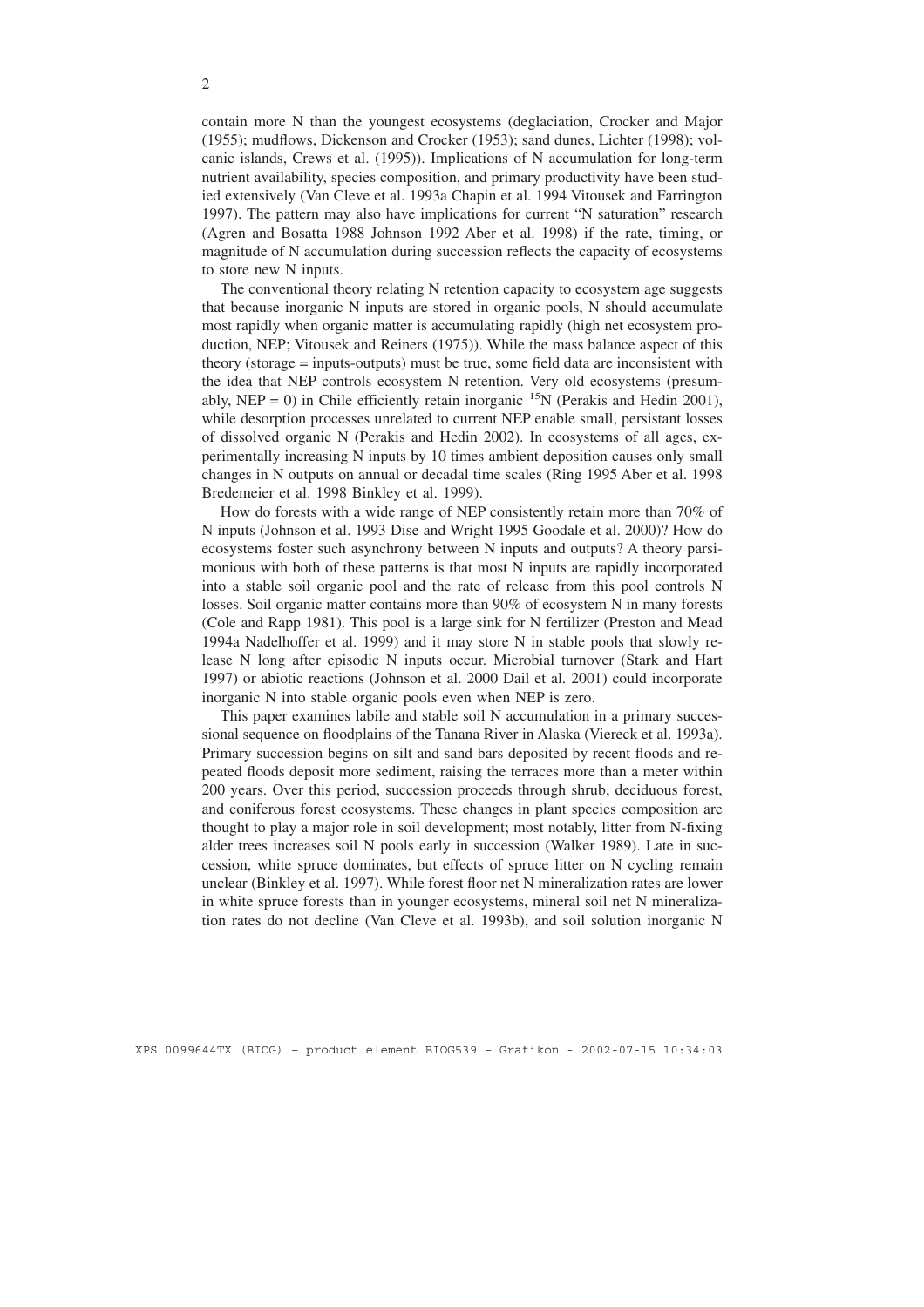contain more N than the youngest ecosystems (deglaciation, Crocker and Major (1955); mudflows, Dickenson and Crocker (1953); sand dunes, Lichter (1998); volcanic islands, Crews et al. (1995)). Implications of N accumulation for long-term nutrient availability, species composition, and primary productivity have been studied extensively (Van Cleve et al. 1993a Chapin et al. 1994 Vitousek and Farrington 1997). The pattern may also have implications for current "N saturation" research (Agren and Bosatta 1988 Johnson 1992 Aber et al. 1998) if the rate, timing, or magnitude of N accumulation during succession reflects the capacity of ecosystems to store new N inputs.

The conventional theory relating N retention capacity to ecosystem age suggests that because inorganic N inputs are stored in organic pools, N should accumulate most rapidly when organic matter is accumulating rapidly (high net ecosystem production, NEP; Vitousek and Reiners (1975)). While the mass balance aspect of this theory (storage = inputs-outputs) must be true, some field data are inconsistent with the idea that NEP controls ecosystem N retention. Very old ecosystems (presumably, NEP = 0) in Chile efficiently retain inorganic $^{15}N$ (Perakis and Hedin 2001), while desorption processes unrelated to current NEP enable small, persistant losses of dissolved organic N (Perakis and Hedin 2002). In ecosystems of all ages, experimentally increasing N inputs by 10 times ambient deposition causes only small changes in N outputs on annual or decadal time scales (Ring 1995 Aber et al. 1998 Bredemeier et al. 1998 Binkley et al. 1999).

How do forests with a wide range of NEP consistently retain more than 70% of N inputs (Johnson et al. 1993 Dise and Wright 1995 Goodale et al. 2000)? How do ecosystems foster such asynchrony between N inputs and outputs? A theory parsimonious with both of these patterns is that most N inputs are rapidly incorporated into a stable soil organic pool and the rate of release from this pool controls N losses. Soil organic matter contains more than 90% of ecosystem N in many forests (Cole and Rapp 1981). This pool is a large sink for N fertilizer (Preston and Mead 1994a Nadelhoffer et al. 1999) and it may store N in stable pools that slowly release N long after episodic N inputs occur. Microbial turnover (Stark and Hart 1997) or abiotic reactions (Johnson et al. 2000 Dail et al. 2001) could incorporate inorganic N into stable organic pools even when NEP is zero.

This paper examines labile and stable soil N accumulation in a primary successional sequence on floodplains of the Tanana River in Alaska (Viereck et al. 1993a). Primary succession begins on silt and sand bars deposited by recent floods and repeated floods deposit more sediment, raising the terraces more than a meter within 200 years. Over this period, succession proceeds through shrub, deciduous forest, and coniferous forest ecosystems. These changes in plant species composition are thought to play a major role in soil development; most notably, litter from N-fixing alder trees increases soil N pools early in succession (Walker 1989). Late in succession, white spruce dominates, but effects of spruce litter on N cycling remain unclear (Binkley et al. 1997). While forest floor net N mineralization rates are lower in white spruce forests than in younger ecosystems, mineral soil net N mineralization rates do not decline (Van Cleve et al. 1993b), and soil solution inorganic N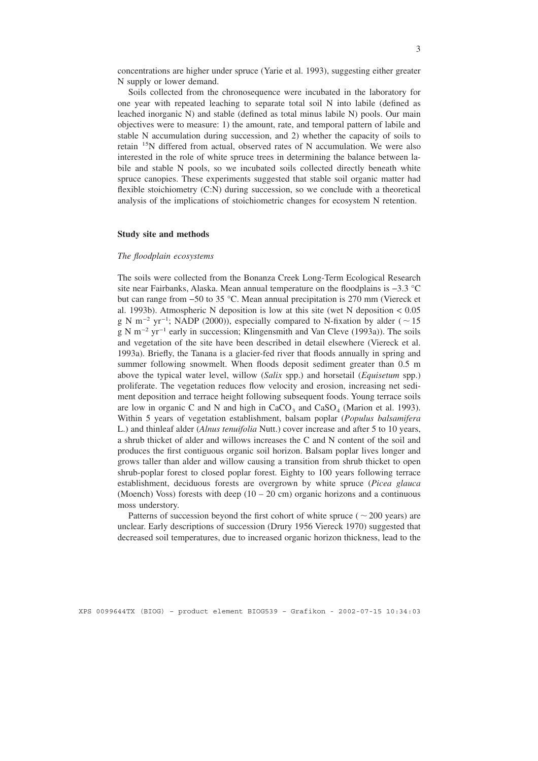concentrations are higher under spruce (Yarie et al. 1993), suggesting either greater N supply or lower demand.

Soils collected from the chronosequence were incubated in the laboratory for one year with repeated leaching to separate total soil N into labile (defined as leached inorganic N) and stable (defined as total minus labile N) pools. Our main objectives were to measure: 1) the amount, rate, and temporal pattern of labile and stable N accumulation during succession, and 2) whether the capacity of soils to retain $^{15}N$ differed from actual, observed rates of N accumulation. We were also interested in the role of white spruce trees in determining the balance between labile and stable N pools, so we incubated soils collected directly beneath white spruce canopies. These experiments suggested that stable soil organic matter had flexible stoichiometry (C:N) during succession, so we conclude with a theoretical analysis of the implications of stoichiometric changes for ecosystem N retention.

## Study site and methods

### *The floodplain ecosystems*

The soils were collected from the Bonanza Creek Long-Term Ecological Research site near Fairbanks, Alaska. Mean annual temperature on the floodplains is −3.3 °C but can range from −50 to 35 °C. Mean annual precipitation is 270 mm (Viereck et al. 1993b). Atmospheric N deposition is low at this site (wet N deposition < 0.05 g N $m^{-2}$ $yr^{-1}$; NADP (2000)), especially compared to N-fixation by alder ( ~ 15 g N $m^{-2}$ $yr^{-1}$ early in succession; Klingensmith and Van Cleve (1993a)). The soils and vegetation of the site have been described in detail elsewhere (Viereck et al. 1993a). Briefly, the Tanana is a glacier-fed river that floods annually in spring and summer following snowmelt. When floods deposit sediment greater than 0.5 m above the typical water level, willow (*Salix* spp.) and horsetail (*Equisetum* spp.) proliferate. The vegetation reduces flow velocity and erosion, increasing net sediment deposition and terrace height following subsequent foods. Young terrace soils are low in organic C and N and high in $CaCO_3$ and $CaSO_4$ (Marion et al. 1993). Within 5 years of vegetation establishment, balsam poplar (*Populus balsamifera* L.) and thinleaf alder (*Alnus tenuifolia* Nutt.) cover increase and after 5 to 10 years, a shrub thicket of alder and willows increases the C and N content of the soil and produces the first contiguous organic soil horizon. Balsam poplar lives longer and grows taller than alder and willow causing a transition from shrub thicket to open shrub-poplar forest to closed poplar forest. Eighty to 100 years following terrace establishment, deciduous forests are overgrown by white spruce (*Picea glauca* (Moench) Voss) forests with deep (10 – 20 cm) organic horizons and a continuous moss understory.

Patterns of succession beyond the first cohort of white spruce ( ~ 200 years) are unclear. Early descriptions of succession (Drury 1956 Viereck 1970) suggested that decreased soil temperatures, due to increased organic horizon thickness, lead to the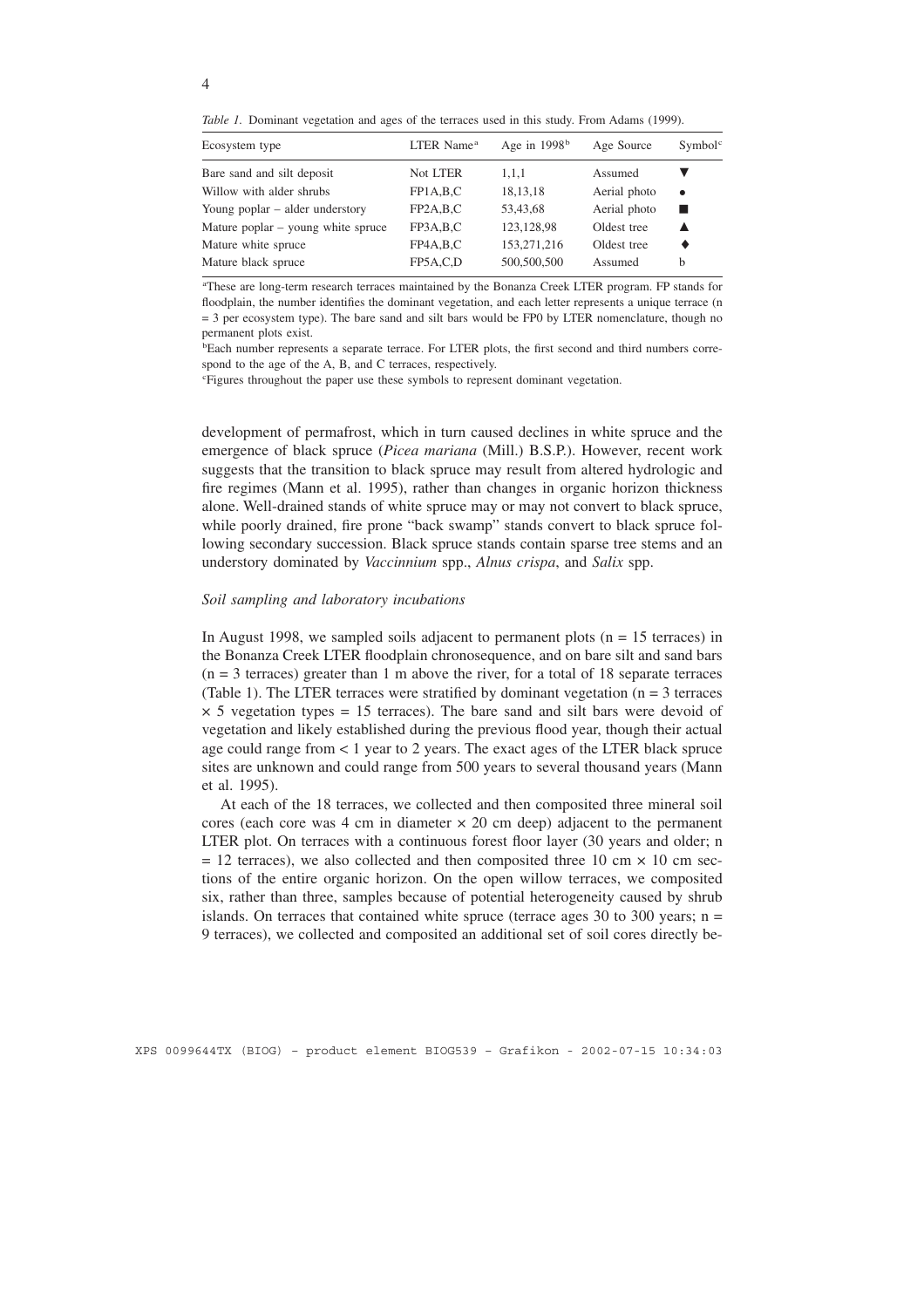*Table 1.* Dominant vegetation and ages of the terraces used in this study. From Adams (1999).

| Ecosystem type | LTER Name[a] | Age in 1998[b] | Age Source | Symbol[c] |
|---|---|---|---|---|
| Bare sand and silt deposit | Not LTER | 1,1,1 | Assumed | ▼ |
| Willow with alder shrubs | FP1A,B,C | 18,13,18 | Aerial photo | • |
| Young poplar – alder understory | FP2A,B,C | 53,43,68 | Aerial photo | ■ |
| Mature poplar – young white spruce | FP3A,B,C | 123,128,98 | Oldest tree | ▲ |
| Mature white spruce | FP4A,B,C | 153,271,216 | Oldest tree | ◆ |
| Mature black spruce | FP5A,C,D | 500,500,500 | Assumed | b |

[a]These are long-term research terraces maintained by the Bonanza Creek LTER program. FP stands for floodplain, the number identifies the dominant vegetation, and each letter represents a unique terrace (n = 3 per ecosystem type). The bare sand and silt bars would be FP0 by LTER nomenclature, though no permanent plots exist.

[b]Each number represents a separate terrace. For LTER plots, the first second and third numbers correspond to the age of the A, B, and C terraces, respectively.

[c]Figures throughout the paper use these symbols to represent dominant vegetation.

development of permafrost, which in turn caused declines in white spruce and the emergence of black spruce (*Picea mariana* (Mill.) B.S.P.). However, recent work suggests that the transition to black spruce may result from altered hydrologic and fire regimes (Mann et al. 1995), rather than changes in organic horizon thickness alone. Well-drained stands of white spruce may or may not convert to black spruce, while poorly drained, fire prone "back swamp" stands convert to black spruce following secondary succession. Black spruce stands contain sparse tree stems and an understory dominated by *Vaccinnium* spp., *Alnus crispa*, and *Salix* spp.

### *Soil sampling and laboratory incubations*

In August 1998, we sampled soils adjacent to permanent plots (n = 15 terraces) in the Bonanza Creek LTER floodplain chronosequence, and on bare silt and sand bars (n = 3 terraces) greater than 1 m above the river, for a total of 18 separate terraces (Table 1). The LTER terraces were stratified by dominant vegetation (n = 3 terraces $\times$ 5 vegetation types = 15 terraces). The bare sand and silt bars were devoid of vegetation and likely established during the previous flood year, though their actual age could range from < 1 year to 2 years. The exact ages of the LTER black spruce sites are unknown and could range from 500 years to several thousand years (Mann et al. 1995).

At each of the 18 terraces, we collected and then composited three mineral soil cores (each core was 4 cm in diameter $\times$ 20 cm deep) adjacent to the permanent LTER plot. On terraces with a continuous forest floor layer (30 years and older; n = 12 terraces), we also collected and then composited three 10 cm $\times$ 10 cm sections of the entire organic horizon. On the open willow terraces, we composited six, rather than three, samples because of potential heterogeneity caused by shrub islands. On terraces that contained white spruce (terrace ages 30 to 300 years; n = 9 terraces), we collected and composited an additional set of soil cores directly be-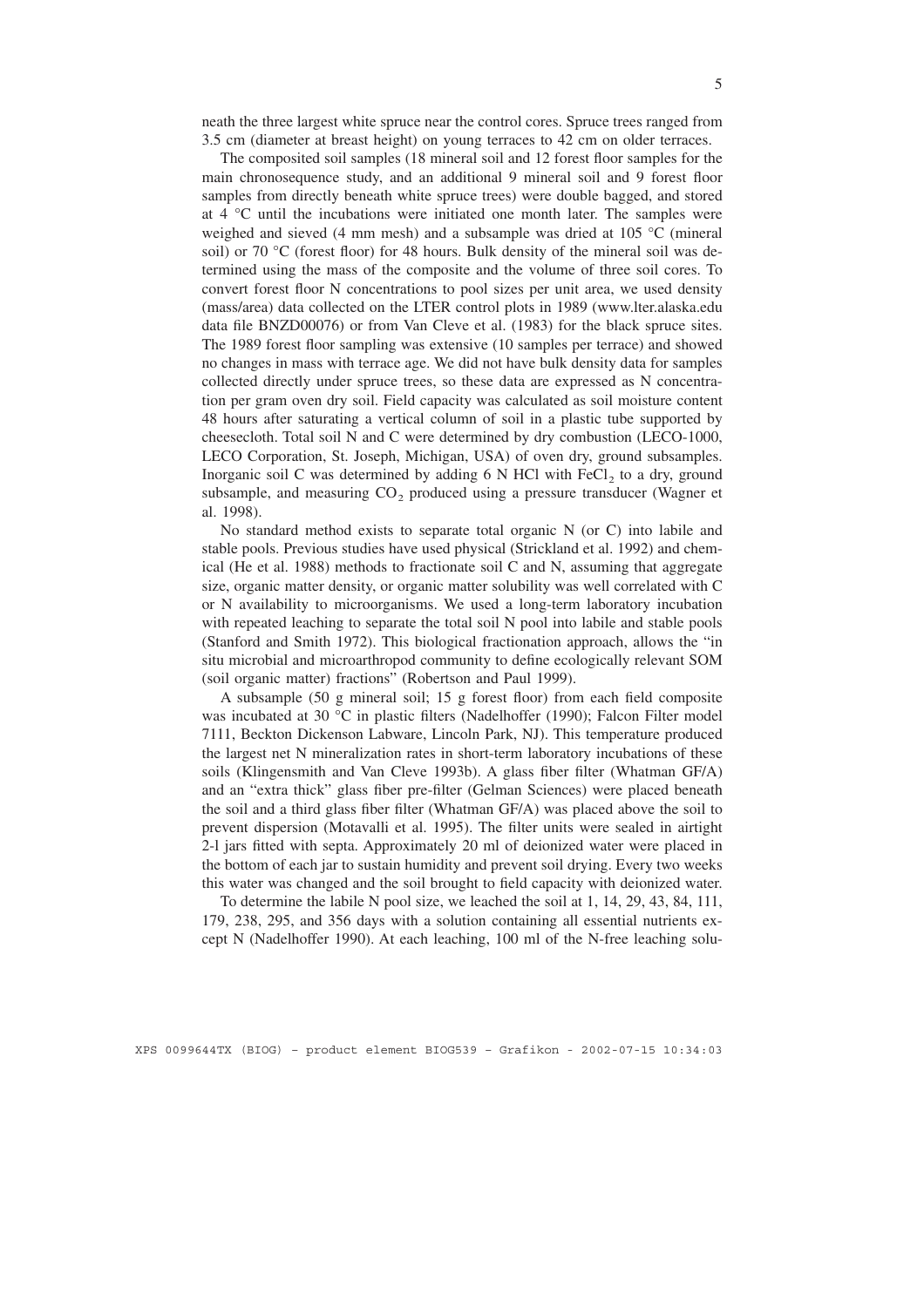neath the three largest white spruce near the control cores. Spruce trees ranged from 3.5 cm (diameter at breast height) on young terraces to 42 cm on older terraces.

The composited soil samples (18 mineral soil and 12 forest floor samples for the main chronosequence study, and an additional 9 mineral soil and 9 forest floor samples from directly beneath white spruce trees) were double bagged, and stored at 4 °C until the incubations were initiated one month later. The samples were weighed and sieved (4 mm mesh) and a subsample was dried at 105 °C (mineral soil) or 70 °C (forest floor) for 48 hours. Bulk density of the mineral soil was determined using the mass of the composite and the volume of three soil cores. To convert forest floor N concentrations to pool sizes per unit area, we used density (mass/area) data collected on the LTER control plots in 1989 (www.lter.alaska.edu data file BNZD00076) or from Van Cleve et al. (1983) for the black spruce sites. The 1989 forest floor sampling was extensive (10 samples per terrace) and showed no changes in mass with terrace age. We did not have bulk density data for samples collected directly under spruce trees, so these data are expressed as N concentration per gram oven dry soil. Field capacity was calculated as soil moisture content 48 hours after saturating a vertical column of soil in a plastic tube supported by cheesecloth. Total soil N and C were determined by dry combustion (LECO-1000, LECO Corporation, St. Joseph, Michigan, USA) of oven dry, ground subsamples. Inorganic soil C was determined by adding 6 N HCl with $FeCl_2$ to a dry, ground subsample, and measuring $CO_2$ produced using a pressure transducer (Wagner et al. 1998).

No standard method exists to separate total organic N (or C) into labile and stable pools. Previous studies have used physical (Strickland et al. 1992) and chemical (He et al. 1988) methods to fractionate soil C and N, assuming that aggregate size, organic matter density, or organic matter solubility was well correlated with C or N availability to microorganisms. We used a long-term laboratory incubation with repeated leaching to separate the total soil N pool into labile and stable pools (Stanford and Smith 1972). This biological fractionation approach, allows the "in situ microbial and microarthropod community to define ecologically relevant SOM (soil organic matter) fractions" (Robertson and Paul 1999).

A subsample (50 g mineral soil; 15 g forest floor) from each field composite was incubated at 30 °C in plastic filters (Nadelhoffer (1990); Falcon Filter model 7111, Beckton Dickenson Labware, Lincoln Park, NJ). This temperature produced the largest net N mineralization rates in short-term laboratory incubations of these soils (Klingensmith and Van Cleve 1993b). A glass fiber filter (Whatman GF/A) and an "extra thick" glass fiber pre-filter (Gelman Sciences) were placed beneath the soil and a third glass fiber filter (Whatman GF/A) was placed above the soil to prevent dispersion (Motavalli et al. 1995). The filter units were sealed in airtight 2-l jars fitted with septa. Approximately 20 ml of deionized water were placed in the bottom of each jar to sustain humidity and prevent soil drying. Every two weeks this water was changed and the soil brought to field capacity with deionized water.

To determine the labile N pool size, we leached the soil at 1, 14, 29, 43, 84, 111, 179, 238, 295, and 356 days with a solution containing all essential nutrients except N (Nadelhoffer 1990). At each leaching, 100 ml of the N-free leaching solu-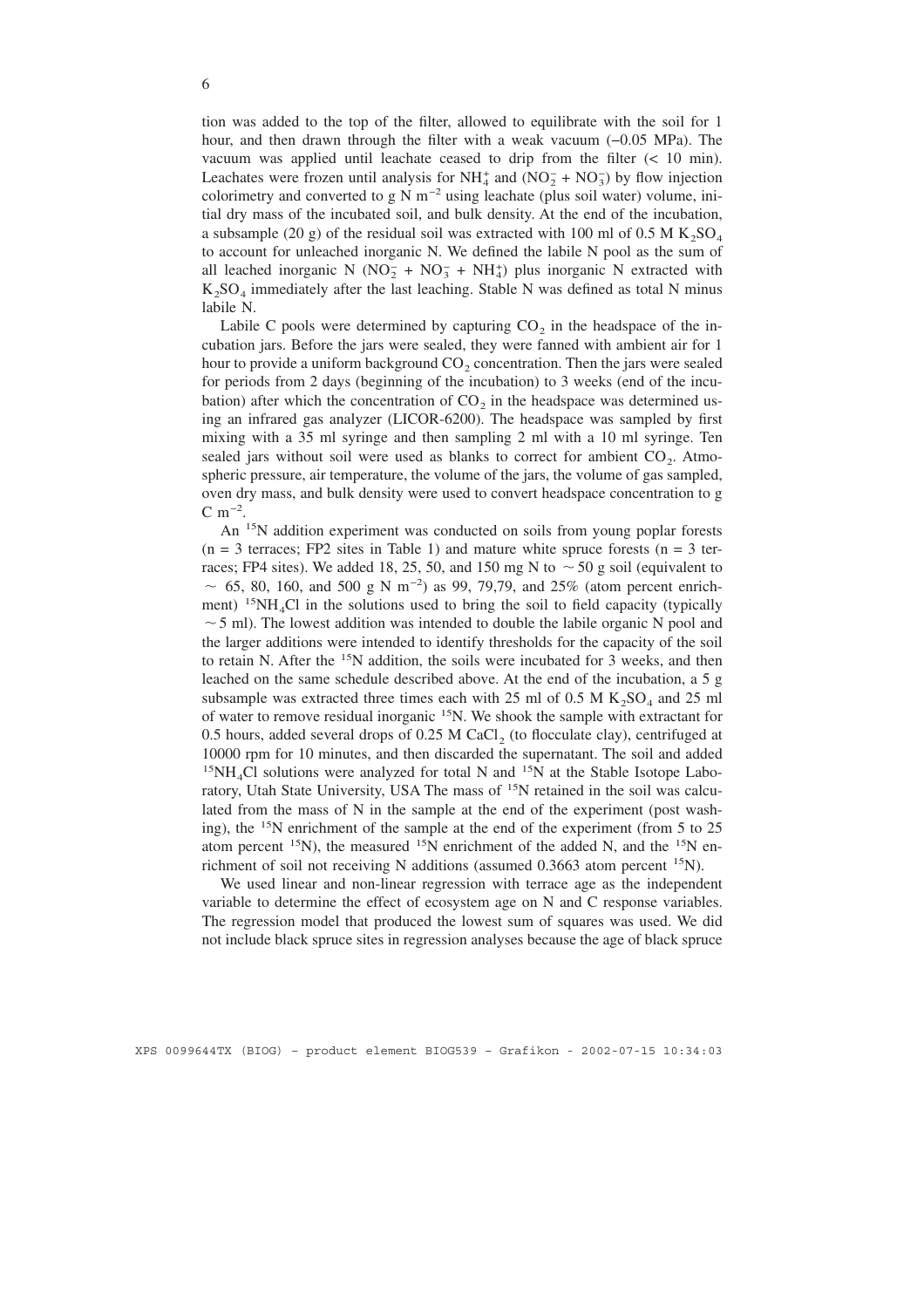tion was added to the top of the filter, allowed to equilibrate with the soil for 1 hour, and then drawn through the filter with a weak vacuum (−0.05 MPa). The vacuum was applied until leachate ceased to drip from the filter (< 10 min). Leachates were frozen until analysis for $NH_4^+$ and ($NO_2^-$ + $NO_3^-$) by flow injection colorimetry and converted to g N $m^{-2}$ using leachate (plus soil water) volume, initial dry mass of the incubated soil, and bulk density. At the end of the incubation, a subsample (20 g) of the residual soil was extracted with 100 ml of 0.5 M $K_2SO_4$ to account for unleached inorganic N. We defined the labile N pool as the sum of all leached inorganic N ($NO_2^-$ + $NO_3^-$ + $NH_4^+$) plus inorganic N extracted with $K_2SO_4$ immediately after the last leaching. Stable N was defined as total N minus labile N.

Labile C pools were determined by capturing $CO_2$ in the headspace of the incubation jars. Before the jars were sealed, they were fanned with ambient air for 1 hour to provide a uniform background $CO_2$ concentration. Then the jars were sealed for periods from 2 days (beginning of the incubation) to 3 weeks (end of the incubation) after which the concentration of $CO_2$ in the headspace was determined using an infrared gas analyzer (LICOR-6200). The headspace was sampled by first mixing with a 35 ml syringe and then sampling 2 ml with a 10 ml syringe. Ten sealed jars without soil were used as blanks to correct for ambient $CO_2$. Atmospheric pressure, air temperature, the volume of the jars, the volume of gas sampled, oven dry mass, and bulk density were used to convert headspace concentration to g C $m^{-2}$.

An $^{15}N$ addition experiment was conducted on soils from young poplar forests (n = 3 terraces; FP2 sites in Table 1) and mature white spruce forests (n = 3 terraces; FP4 sites). We added 18, 25, 50, and 150 mg N to ~ 50 g soil (equivalent to ~ 65, 80, 160, and 500 g N $m^{-2}$) as 99, 79,79, and 25% (atom percent enrichment) $^{15}NH_4Cl$ in the solutions used to bring the soil to field capacity (typically ~ 5 ml). The lowest addition was intended to double the labile organic N pool and the larger additions were intended to identify thresholds for the capacity of the soil to retain N. After the $^{15}N$ addition, the soils were incubated for 3 weeks, and then leached on the same schedule described above. At the end of the incubation, a 5 g subsample was extracted three times each with 25 ml of 0.5 M $K_2SO_4$ and 25 ml of water to remove residual inorganic $^{15}N$. We shook the sample with extractant for 0.5 hours, added several drops of 0.25 M $CaCl_2$ (to flocculate clay), centrifuged at 10000 rpm for 10 minutes, and then discarded the supernatant. The soil and added $^{15}NH_4Cl$ solutions were analyzed for total N and $^{15}N$ at the Stable Isotope Laboratory, Utah State University, USA The mass of $^{15}N$ retained in the soil was calculated from the mass of N in the sample at the end of the experiment (post washing), the $^{15}N$ enrichment of the sample at the end of the experiment (from 5 to 25 atom percent $^{15}N$), the measured $^{15}N$ enrichment of the added N, and the $^{15}N$ enrichment of soil not receiving N additions (assumed 0.3663 atom percent $^{15}N$).

We used linear and non-linear regression with terrace age as the independent variable to determine the effect of ecosystem age on N and C response variables. The regression model that produced the lowest sum of squares was used. We did not include black spruce sites in regression analyses because the age of black spruce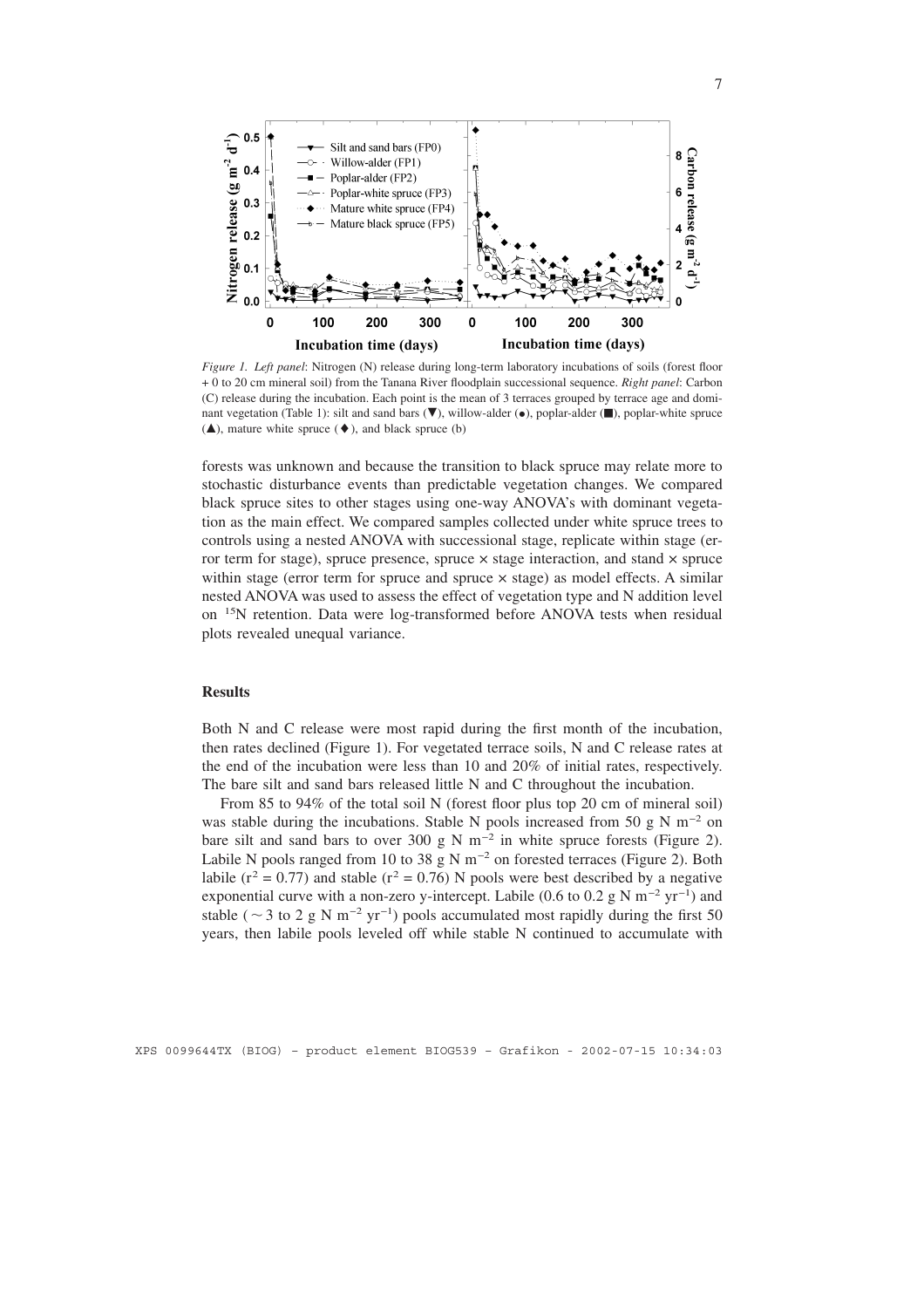*Figure 1. Left panel*: Nitrogen (N) release during long-term laboratory incubations of soils (forest floor + 0 to 20 cm mineral soil) from the Tanana River floodplain successional sequence. *Right panel*: Carbon (C) release during the incubation. Each point is the mean of 3 terraces grouped by terrace age and dominant vegetation (Table 1): silt and sand bars (▼), willow-alder (●), poplar-alder (■), poplar-white spruce (▲), mature white spruce (♦), and black spruce (b)

forests was unknown and because the transition to black spruce may relate more to stochastic disturbance events than predictable vegetation changes. We compared black spruce sites to other stages using one-way ANOVA's with dominant vegetation as the main effect. We compared samples collected under white spruce trees to controls using a nested ANOVA with successional stage, replicate within stage (error term for stage), spruce presence, spruce × stage interaction, and stand × spruce within stage (error term for spruce and spruce × stage) as model effects. A similar nested ANOVA was used to assess the effect of vegetation type and N addition level on $^{15}N$ retention. Data were log-transformed before ANOVA tests when residual plots revealed unequal variance.

## Results

Both N and C release were most rapid during the first month of the incubation, then rates declined (Figure 1). For vegetated terrace soils, N and C release rates at the end of the incubation were less than 10 and 20% of initial rates, respectively. The bare silt and sand bars released little N and C throughout the incubation.

From 85 to 94% of the total soil N (forest floor plus top 20 cm of mineral soil) was stable during the incubations. Stable N pools increased from 50 g N $m^{-2}$ on bare silt and sand bars to over 300 g N $m^{-2}$ in white spruce forests (Figure 2). Labile N pools ranged from 10 to 38 g N $m^{-2}$ on forested terraces (Figure 2). Both labile ($r^2 = 0.77$) and stable ($r^2 = 0.76$) N pools were best described by a negative exponential curve with a non-zero y-intercept. Labile (0.6 to 0.2 g N $m^{-2}$ $yr^{-1}$) and stable ($\sim 3$ to 2 g N $m^{-2}$ $yr^{-1}$) pools accumulated most rapidly during the first 50 years, then labile pools leveled off while stable N continued to accumulate with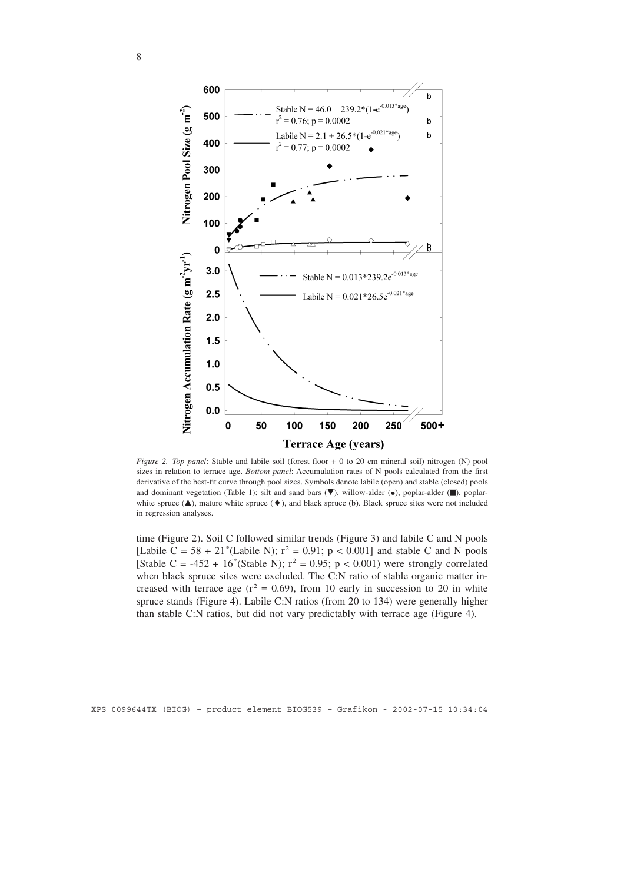*Figure 2. Top panel*: Stable and labile soil (forest floor + 0 to 20 cm mineral soil) nitrogen (N) pool sizes in relation to terrace age. *Bottom panel*: Accumulation rates of N pools calculated from the first derivative of the best-fit curve through pool sizes. Symbols denote labile (open) and stable (closed) pools and dominant vegetation (Table 1): silt and sand bars (▼), willow-alder (●), poplar-alder (■), poplar-white spruce (▲), mature white spruce (◆), and black spruce (b). Black spruce sites were not included in regression analyses.

time (Figure 2). Soil C followed similar trends (Figure 3) and labile C and N pools [Labile C = 58 + 21*(Labile N); $r^2 = 0.91$; $p < 0.001$] and stable C and N pools [Stable C = -452 + 16*(Stable N); $r^2 = 0.95$; $p < 0.001$) were strongly correlated when black spruce sites were excluded. The C:N ratio of stable organic matter increased with terrace age ($r^2 = 0.69$), from 10 early in succession to 20 in white spruce stands (Figure 4). Labile C:N ratios (from 20 to 134) were generally higher than stable C:N ratios, but did not vary predictably with terrace age (Figure 4).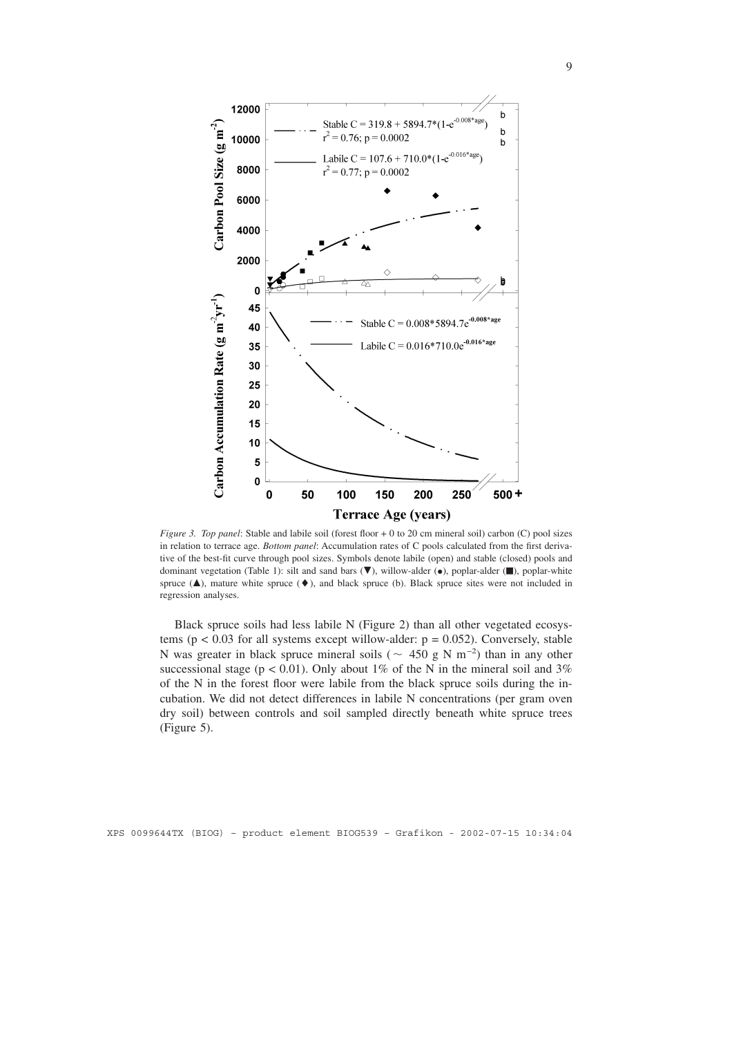*Figure 3. Top panel*: Stable and labile soil (forest floor + 0 to 20 cm mineral soil) carbon (C) pool sizes in relation to terrace age. *Bottom panel*: Accumulation rates of C pools calculated from the first derivative of the best-fit curve through pool sizes. Symbols denote labile (open) and stable (closed) pools and dominant vegetation (Table 1): silt and sand bars (▼), willow-alder (•), poplar-alder (■), poplar-white spruce (▲), mature white spruce (♦), and black spruce (b). Black spruce sites were not included in regression analyses.

Black spruce soils had less labile N (Figure 2) than all other vegetated ecosystems ($p < 0.03$ for all systems except willow-alder: $p = 0.052$). Conversely, stable N was greater in black spruce mineral soils ($\sim$ 450 g N $m^{-2}$) than in any other successional stage ($p < 0.01$). Only about 1% of the N in the mineral soil and 3% of the N in the forest floor were labile from the black spruce soils during the incubation. We did not detect differences in labile N concentrations (per gram oven dry soil) between controls and soil sampled directly beneath white spruce trees (Figure 5).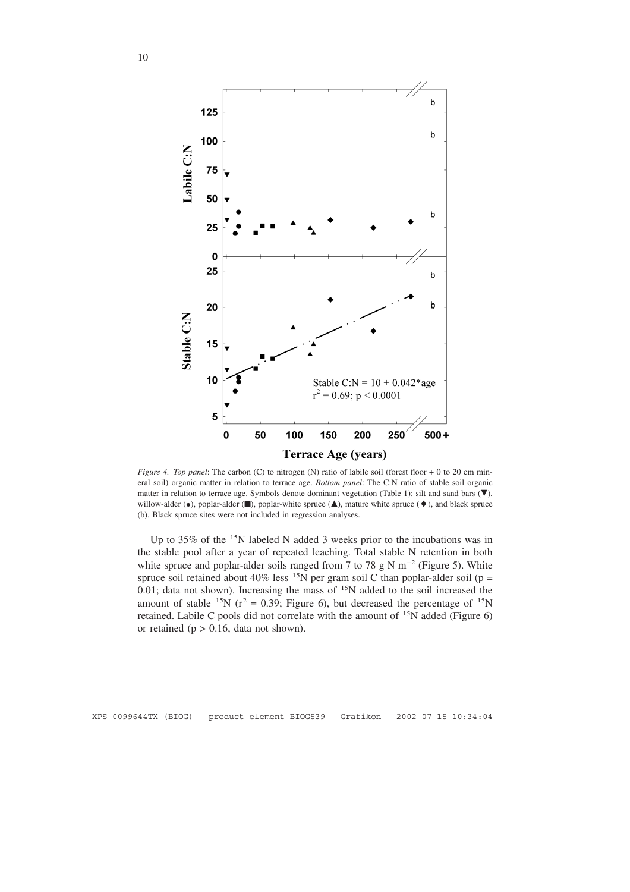*Figure 4. Top panel*: The carbon (C) to nitrogen (N) ratio of labile soil (forest floor + 0 to 20 cm mineral soil) organic matter in relation to terrace age. *Bottom panel*: The C:N ratio of stable soil organic matter in relation to terrace age. Symbols denote dominant vegetation (Table 1): silt and sand bars (▼), willow-alder (●), poplar-alder (■), poplar-white spruce (▲), mature white spruce (♦), and black spruce (b). Black spruce sites were not included in regression analyses.

Up to 35% of the $^{15}N$ labeled N added 3 weeks prior to the incubations was in the stable pool after a year of repeated leaching. Total stable N retention in both white spruce and poplar-alder soils ranged from 7 to 78 g N $m^{-2}$ (Figure 5). White spruce soil retained about 40% less $^{15}N$ per gram soil C than poplar-alder soil ($p = 0.01$; data not shown). Increasing the mass of $^{15}N$ added to the soil increased the amount of stable $^{15}N$ ($r^2 = 0.39$; Figure 6), but decreased the percentage of $^{15}N$ retained. Labile C pools did not correlate with the amount of $^{15}N$ added (Figure 6) or retained ($p > 0.16$, data not shown).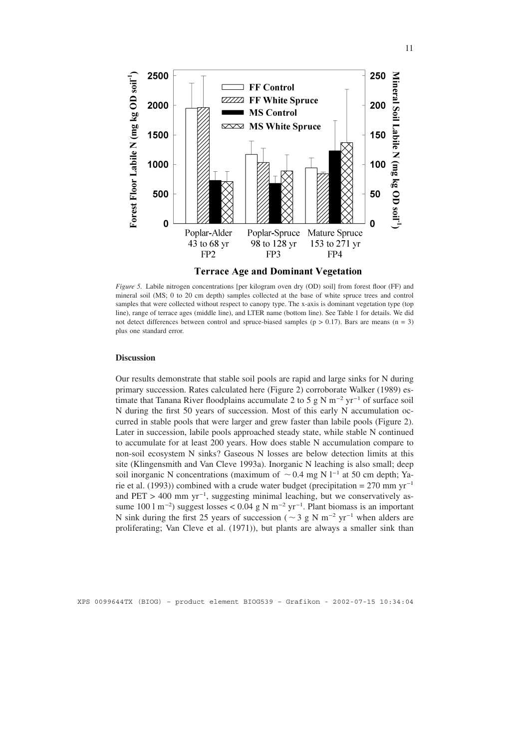*Figure 5.* Labile nitrogen concentrations [per kilogram oven dry (OD) soil] from forest floor (FF) and mineral soil (MS; 0 to 20 cm depth) samples collected at the base of white spruce trees and control samples that were collected without respect to canopy type. The x-axis is dominant vegetation type (top line), range of terrace ages (middle line), and LTER name (bottom line). See Table 1 for details. We did not detect differences between control and spruce-biased samples ($p > 0.17$). Bars are means ($n = 3$) plus one standard error.

### Discussion

Our results demonstrate that stable soil pools are rapid and large sinks for N during primary succession. Rates calculated here (Figure 2) corroborate Walker (1989) estimate that Tanana River floodplains accumulate 2 to 5 g N $m^{-2}$ $yr^{-1}$ of surface soil N during the first 50 years of succession. Most of this early N accumulation occurred in stable pools that were larger and grew faster than labile pools (Figure 2). Later in succession, labile pools approached steady state, while stable N continued to accumulate for at least 200 years. How does stable N accumulation compare to non-soil ecosystem N sinks? Gaseous N losses are below detection limits at this site (Klingensmith and Van Cleve 1993a). Inorganic N leaching is also small; deep soil inorganic N concentrations (maximum of $\sim 0.4$ mg N $l^{-1}$ at 50 cm depth; Yarie et al. (1993)) combined with a crude water budget (precipitation = 270 mm $yr^{-1}$ and PET > 400 mm $yr^{-1}$, suggesting minimal leaching, but we conservatively assume 100 l $m^{-2}$) suggest losses < 0.04 g N $m^{-2}$ $yr^{-1}$. Plant biomass is an important N sink during the first 25 years of succession ($\sim 3$ g N $m^{-2}$ $yr^{-1}$ when alders are proliferating; Van Cleve et al. (1971)), but plants are always a smaller sink than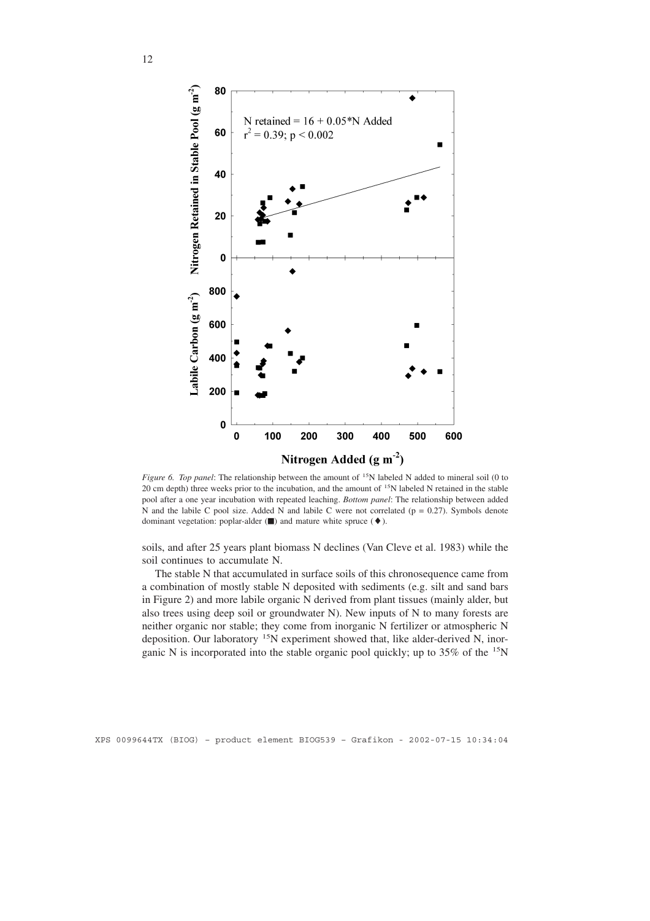*Figure 6. Top panel*: The relationship between the amount of $^{15}N$ labeled N added to mineral soil (0 to 20 cm depth) three weeks prior to the incubation, and the amount of $^{15}N$ labeled N retained in the stable pool after a one year incubation with repeated leaching. *Bottom panel*: The relationship between added N and the labile C pool size. Added N and labile C were not correlated ($p = 0.27$). Symbols denote dominant vegetation: poplar-alder (■) and mature white spruce (♦).

soils, and after 25 years plant biomass N declines (Van Cleve et al. 1983) while the soil continues to accumulate N.

The stable N that accumulated in surface soils of this chronosequence came from a combination of mostly stable N deposited with sediments (e.g. silt and sand bars in Figure 2) and more labile organic N derived from plant tissues (mainly alder, but also trees using deep soil or groundwater N). New inputs of N to many forests are neither organic nor stable; they come from inorganic N fertilizer or atmospheric N deposition. Our laboratory $^{15}N$ experiment showed that, like alder-derived N, inorganic N is incorporated into the stable organic pool quickly; up to 35% of the $^{15}N$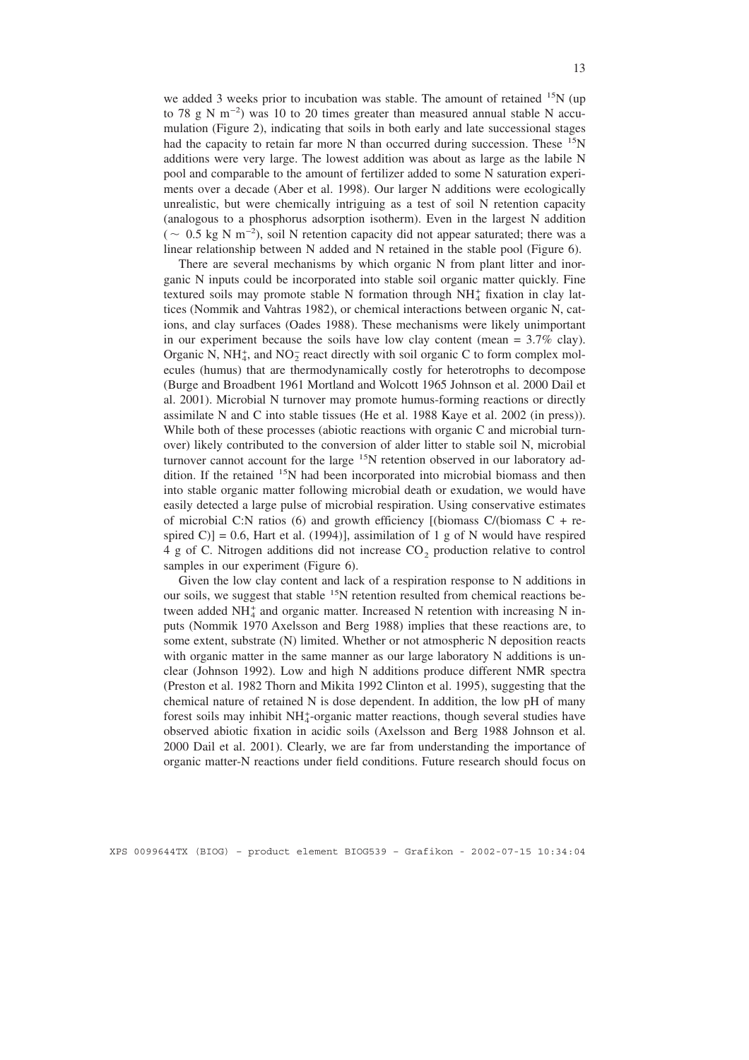we added 3 weeks prior to incubation was stable. The amount of retained $^{15}N$ (up to 78 g N $m^{-2}$) was 10 to 20 times greater than measured annual stable N accumulation (Figure 2), indicating that soils in both early and late successional stages had the capacity to retain far more N than occurred during succession. These $^{15}N$ additions were very large. The lowest addition was about as large as the labile N pool and comparable to the amount of fertilizer added to some N saturation experiments over a decade (Aber et al. 1998). Our larger N additions were ecologically unrealistic, but were chemically intriguing as a test of soil N retention capacity (analogous to a phosphorus adsorption isotherm). Even in the largest N addition ($\sim$ 0.5 kg N $m^{-2}$), soil N retention capacity did not appear saturated; there was a linear relationship between N added and N retained in the stable pool (Figure 6).

There are several mechanisms by which organic N from plant litter and inorganic N inputs could be incorporated into stable soil organic matter quickly. Fine textured soils may promote stable N formation through $NH_4^+$ fixation in clay lattices (Nommik and Vahtras 1982), or chemical interactions between organic N, cations, and clay surfaces (Oades 1988). These mechanisms were likely unimportant in our experiment because the soils have low clay content (mean = 3.7% clay). Organic N, $NH_4^+$, and $NO_2^-$ react directly with soil organic C to form complex molecules (humus) that are thermodynamically costly for heterotrophs to decompose (Burge and Broadbent 1961 Mortland and Wolcott 1965 Johnson et al. 2000 Dail et al. 2001). Microbial N turnover may promote humus-forming reactions or directly assimilate N and C into stable tissues (He et al. 1988 Kaye et al. 2002 (in press)). While both of these processes (abiotic reactions with organic C and microbial turnover) likely contributed to the conversion of alder litter to stable soil N, microbial turnover cannot account for the large $^{15}N$ retention observed in our laboratory addition. If the retained $^{15}N$ had been incorporated into microbial biomass and then into stable organic matter following microbial death or exudation, we would have easily detected a large pulse of microbial respiration. Using conservative estimates of microbial C:N ratios (6) and growth efficiency [(biomass C/(biomass C + respired C)] = 0.6, Hart et al. (1994)], assimilation of 1 g of N would have respired 4 g of C. Nitrogen additions did not increase $CO_2$ production relative to control samples in our experiment (Figure 6).

Given the low clay content and lack of a respiration response to N additions in our soils, we suggest that stable $^{15}N$ retention resulted from chemical reactions between added $NH_4^+$ and organic matter. Increased N retention with increasing N inputs (Nommik 1970 Axelsson and Berg 1988) implies that these reactions are, to some extent, substrate (N) limited. Whether or not atmospheric N deposition reacts with organic matter in the same manner as our large laboratory N additions is unclear (Johnson 1992). Low and high N additions produce different NMR spectra (Preston et al. 1982 Thorn and Mikita 1992 Clinton et al. 1995), suggesting that the chemical nature of retained N is dose dependent. In addition, the low pH of many forest soils may inhibit $NH_4^+$-organic matter reactions, though several studies have observed abiotic fixation in acidic soils (Axelsson and Berg 1988 Johnson et al. 2000 Dail et al. 2001). Clearly, we are far from understanding the importance of organic matter-N reactions under field conditions. Future research should focus on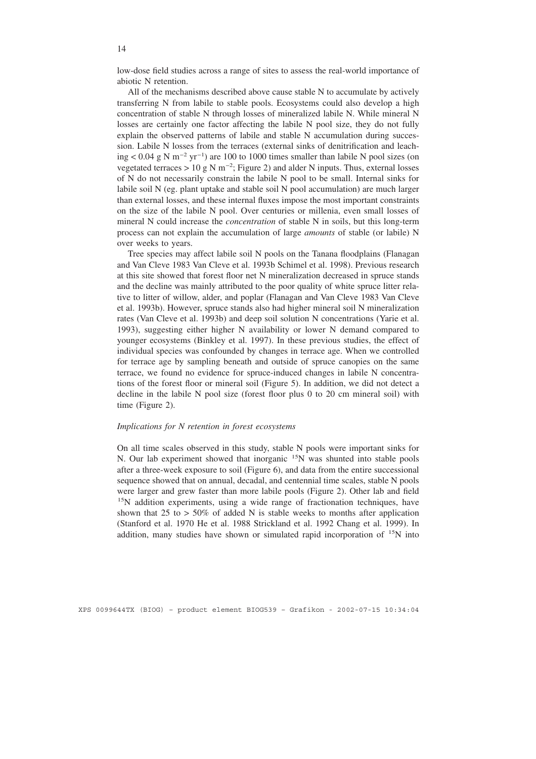low-dose field studies across a range of sites to assess the real-world importance of abiotic N retention.

All of the mechanisms described above cause stable N to accumulate by actively transferring N from labile to stable pools. Ecosystems could also develop a high concentration of stable N through losses of mineralized labile N. While mineral N losses are certainly one factor affecting the labile N pool size, they do not fully explain the observed patterns of labile and stable N accumulation during succession. Labile N losses from the terraces (external sinks of denitrification and leaching < 0.04 g N $m^{-2}$ $yr^{-1}$) are 100 to 1000 times smaller than labile N pool sizes (on vegetated terraces > 10 g N $m^{-2}$; Figure 2) and alder N inputs. Thus, external losses of N do not necessarily constrain the labile N pool to be small. Internal sinks for labile soil N (eg. plant uptake and stable soil N pool accumulation) are much larger than external losses, and these internal fluxes impose the most important constraints on the size of the labile N pool. Over centuries or millenia, even small losses of mineral N could increase the *concentration* of stable N in soils, but this long-term process can not explain the accumulation of large *amounts* of stable (or labile) N over weeks to years.

Tree species may affect labile soil N pools on the Tanana floodplains (Flanagan and Van Cleve 1983 Van Cleve et al. 1993b Schimel et al. 1998). Previous research at this site showed that forest floor net N mineralization decreased in spruce stands and the decline was mainly attributed to the poor quality of white spruce litter relative to litter of willow, alder, and poplar (Flanagan and Van Cleve 1983 Van Cleve et al. 1993b). However, spruce stands also had higher mineral soil N mineralization rates (Van Cleve et al. 1993b) and deep soil solution N concentrations (Yarie et al. 1993), suggesting either higher N availability or lower N demand compared to younger ecosystems (Binkley et al. 1997). In these previous studies, the effect of individual species was confounded by changes in terrace age. When we controlled for terrace age by sampling beneath and outside of spruce canopies on the same terrace, we found no evidence for spruce-induced changes in labile N concentrations of the forest floor or mineral soil (Figure 5). In addition, we did not detect a decline in the labile N pool size (forest floor plus 0 to 20 cm mineral soil) with time (Figure 2).

*Implications for N retention in forest ecosystems*

On all time scales observed in this study, stable N pools were important sinks for N. Our lab experiment showed that inorganic $^{15}N$ was shunted into stable pools after a three-week exposure to soil (Figure 6), and data from the entire successional sequence showed that on annual, decadal, and centennial time scales, stable N pools were larger and grew faster than more labile pools (Figure 2). Other lab and field $^{15}N$ addition experiments, using a wide range of fractionation techniques, have shown that 25 to > 50% of added N is stable weeks to months after application (Stanford et al. 1970 He et al. 1988 Strickland et al. 1992 Chang et al. 1999). In addition, many studies have shown or simulated rapid incorporation of $^{15}N$ into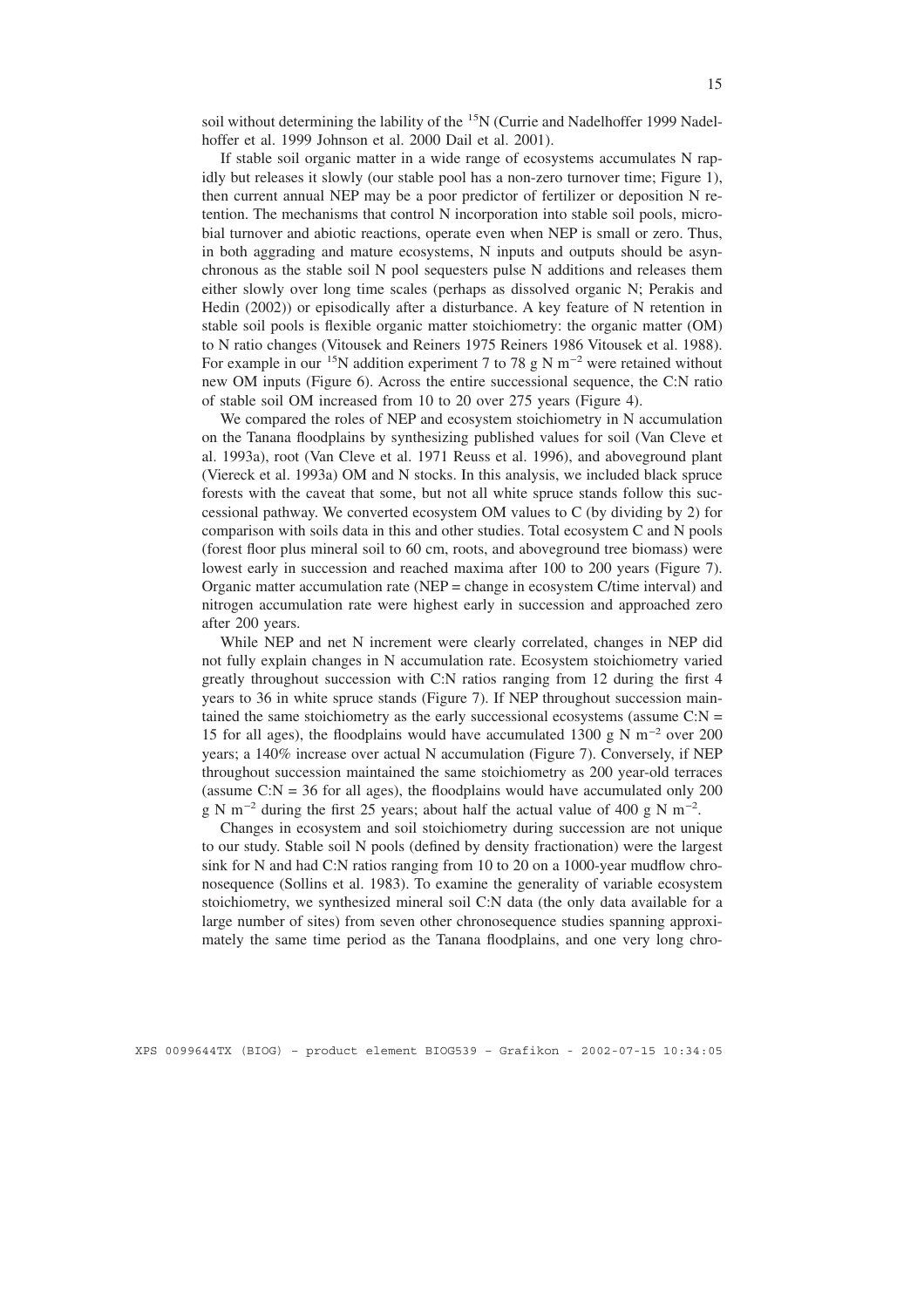soil without determining the lability of the $^{15}$N (Currie and Nadelhoffer 1999 Nadelhoffer et al. 1999 Johnson et al. 2000 Dail et al. 2001).

If stable soil organic matter in a wide range of ecosystems accumulates N rapidly but releases it slowly (our stable pool has a non-zero turnover time; Figure 1), then current annual NEP may be a poor predictor of fertilizer or deposition N retention. The mechanisms that control N incorporation into stable soil pools, microbial turnover and abiotic reactions, operate even when NEP is small or zero. Thus, in both aggrading and mature ecosystems, N inputs and outputs should be asynchronous as the stable soil N pool sequesters pulse N additions and releases them either slowly over long time scales (perhaps as dissolved organic N; Perakis and Hedin (2002)) or episodically after a disturbance. A key feature of N retention in stable soil pools is flexible organic matter stoichiometry: the organic matter (OM) to N ratio changes (Vitousek and Reiners 1975 Reiners 1986 Vitousek et al. 1988). For example in our $^{15}$N addition experiment 7 to 78 g N m$^{-2}$ were retained without new OM inputs (Figure 6). Across the entire successional sequence, the C:N ratio of stable soil OM increased from 10 to 20 over 275 years (Figure 4).

We compared the roles of NEP and ecosystem stoichiometry in N accumulation on the Tanana floodplains by synthesizing published values for soil (Van Cleve et al. 1993a), root (Van Cleve et al. 1971 Reuss et al. 1996), and aboveground plant (Viereck et al. 1993a) OM and N stocks. In this analysis, we included black spruce forests with the caveat that some, but not all white spruce stands follow this successional pathway. We converted ecosystem OM values to C (by dividing by 2) for comparison with soils data in this and other studies. Total ecosystem C and N pools (forest floor plus mineral soil to 60 cm, roots, and aboveground tree biomass) were lowest early in succession and reached maxima after 100 to 200 years (Figure 7). Organic matter accumulation rate (NEP = change in ecosystem C/time interval) and nitrogen accumulation rate were highest early in succession and approached zero after 200 years.

While NEP and net N increment were clearly correlated, changes in NEP did not fully explain changes in N accumulation rate. Ecosystem stoichiometry varied greatly throughout succession with C:N ratios ranging from 12 during the first 4 years to 36 in white spruce stands (Figure 7). If NEP throughout succession maintained the same stoichiometry as the early successional ecosystems (assume C:N = 15 for all ages), the floodplains would have accumulated 1300 g N m$^{-2}$ over 200 years; a 140% increase over actual N accumulation (Figure 7). Conversely, if NEP throughout succession maintained the same stoichiometry as 200 year-old terraces (assume C:N = 36 for all ages), the floodplains would have accumulated only 200 g N m$^{-2}$ during the first 25 years; about half the actual value of 400 g N m$^{-2}$.

Changes in ecosystem and soil stoichiometry during succession are not unique to our study. Stable soil N pools (defined by density fractionation) were the largest sink for N and had C:N ratios ranging from 10 to 20 on a 1000-year mudflow chronosequence (Sollins et al. 1983). To examine the generality of variable ecosystem stoichiometry, we synthesized mineral soil C:N data (the only data available for a large number of sites) from seven other chronosequence studies spanning approximately the same time period as the Tanana floodplains, and one very long chro-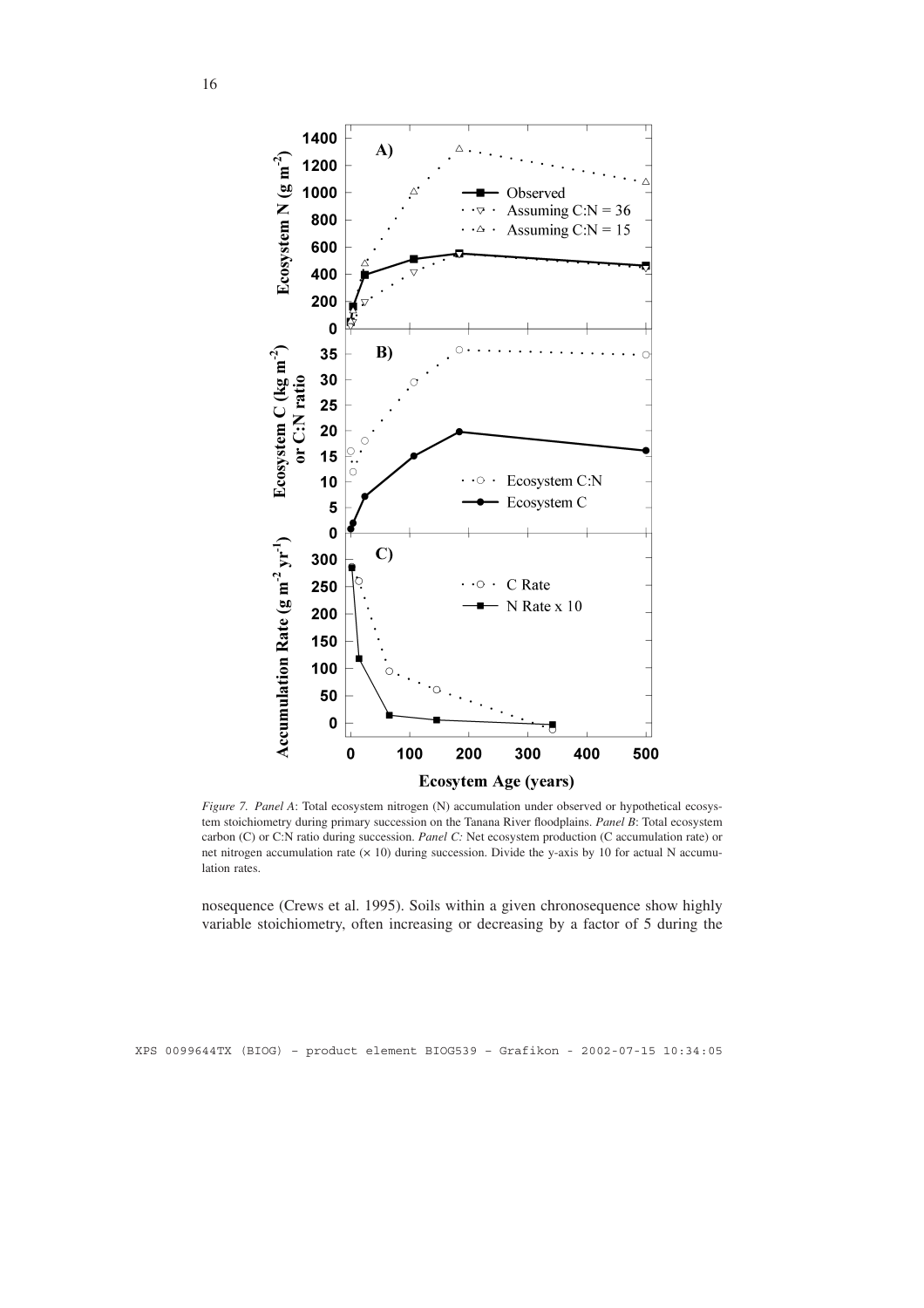*Figure 7. Panel A*: Total ecosystem nitrogen (N) accumulation under observed or hypothetical ecosystem stoichiometry during primary succession on the Tanana River floodplains. *Panel B*: Total ecosystem carbon (C) or C:N ratio during succession. *Panel C:* Net ecosystem production (C accumulation rate) or net nitrogen accumulation rate (× 10) during succession. Divide the y-axis by 10 for actual N accumulation rates.

nosequence (Crews et al. 1995). Soils within a given chronosequence show highly variable stoichiometry, often increasing or decreasing by a factor of 5 during the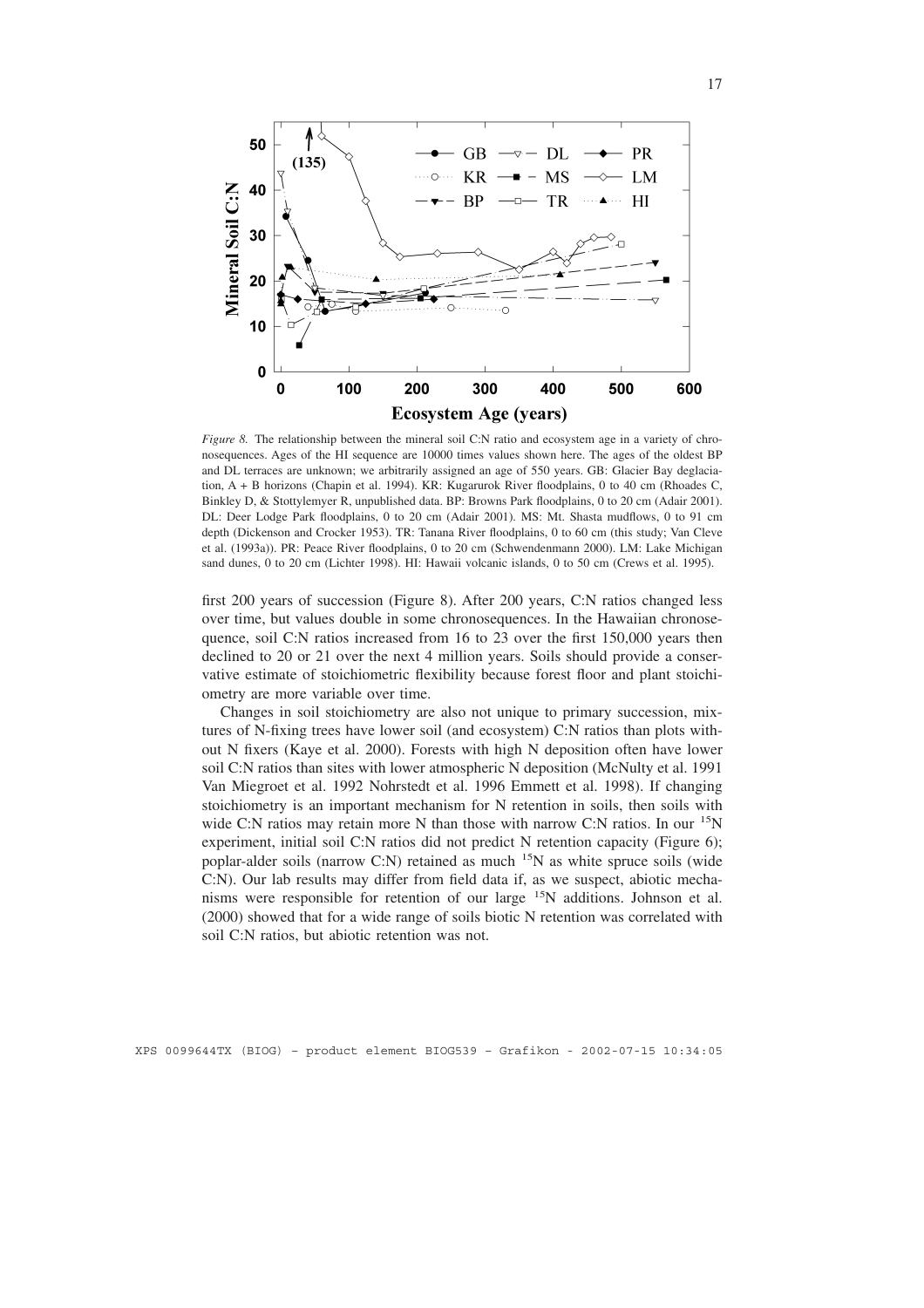*Figure 8.* The relationship between the mineral soil C:N ratio and ecosystem age in a variety of chronosequences. Ages of the HI sequence are 10000 times values shown here. The ages of the oldest BP and DL terraces are unknown; we arbitrarily assigned an age of 550 years. GB: Glacier Bay deglaciation, A + B horizons (Chapin et al. 1994). KR: Kugarurok River floodplains, 0 to 40 cm (Rhoades C, Binkley D, & Stottylemyer R, unpublished data. BP: Browns Park floodplains, 0 to 20 cm (Adair 2001). DL: Deer Lodge Park floodplains, 0 to 20 cm (Adair 2001). MS: Mt. Shasta mudflows, 0 to 91 cm depth (Dickenson and Crocker 1953). TR: Tanana River floodplains, 0 to 60 cm (this study; Van Cleve et al. (1993a)). PR: Peace River floodplains, 0 to 20 cm (Schwendenmann 2000). LM: Lake Michigan sand dunes, 0 to 20 cm (Lichter 1998). HI: Hawaii volcanic islands, 0 to 50 cm (Crews et al. 1995).

first 200 years of succession (Figure 8). After 200 years, C:N ratios changed less over time, but values double in some chronosequences. In the Hawaiian chronosequence, soil C:N ratios increased from 16 to 23 over the first 150,000 years then declined to 20 or 21 over the next 4 million years. Soils should provide a conservative estimate of stoichiometric flexibility because forest floor and plant stoichiometry are more variable over time.

Changes in soil stoichiometry are also not unique to primary succession, mixtures of N-fixing trees have lower soil (and ecosystem) C:N ratios than plots without N fixers (Kaye et al. 2000). Forests with high N deposition often have lower soil C:N ratios than sites with lower atmospheric N deposition (McNulty et al. 1991 Van Miegroet et al. 1992 Nohrstedt et al. 1996 Emmett et al. 1998). If changing stoichiometry is an important mechanism for N retention in soils, then soils with wide C:N ratios may retain more N than those with narrow C:N ratios. In our $^{15}$N experiment, initial soil C:N ratios did not predict N retention capacity (Figure 6); poplar-alder soils (narrow C:N) retained as much $^{15}$N as white spruce soils (wide C:N). Our lab results may differ from field data if, as we suspect, abiotic mechanisms were responsible for retention of our large $^{15}$N additions. Johnson et al. (2000) showed that for a wide range of soils biotic N retention was correlated with soil C:N ratios, but abiotic retention was not.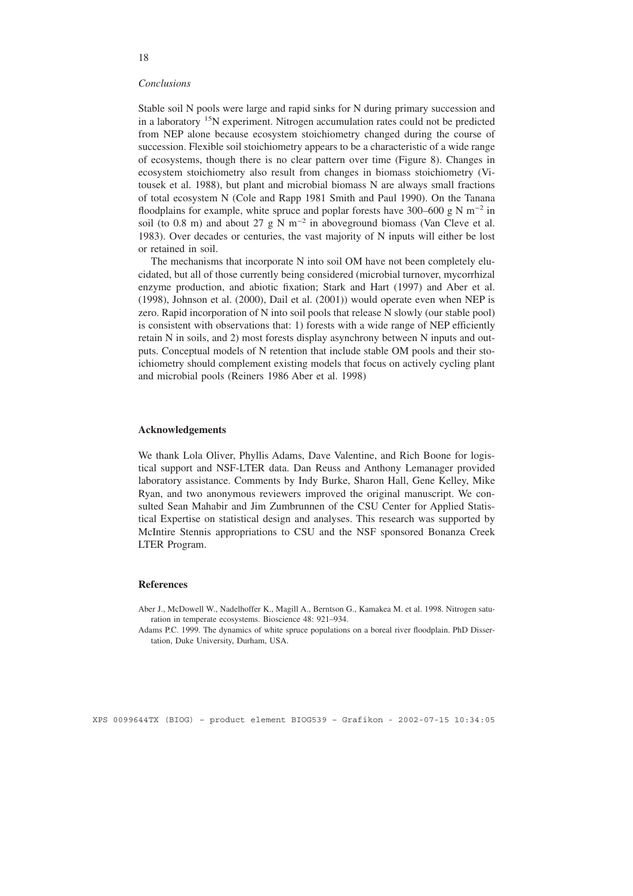### *Conclusions*

Stable soil N pools were large and rapid sinks for N during primary succession and in a laboratory $^{15}N$ experiment. Nitrogen accumulation rates could not be predicted from NEP alone because ecosystem stoichiometry changed during the course of succession. Flexible soil stoichiometry appears to be a characteristic of a wide range of ecosystems, though there is no clear pattern over time (Figure 8). Changes in ecosystem stoichiometry also result from changes in biomass stoichiometry (Vitousek et al. 1988), but plant and microbial biomass N are always small fractions of total ecosystem N (Cole and Rapp 1981 Smith and Paul 1990). On the Tanana floodplains for example, white spruce and poplar forests have 300–600 g N $m^{-2}$ in soil (to 0.8 m) and about 27 g N $m^{-2}$ in aboveground biomass (Van Cleve et al. 1983). Over decades or centuries, the vast majority of N inputs will either be lost or retained in soil.

The mechanisms that incorporate N into soil OM have not been completely elucidated, but all of those currently being considered (microbial turnover, mycorrhizal enzyme production, and abiotic fixation; Stark and Hart (1997) and Aber et al. (1998), Johnson et al. (2000), Dail et al. (2001)) would operate even when NEP is zero. Rapid incorporation of N into soil pools that release N slowly (our stable pool) is consistent with observations that: 1) forests with a wide range of NEP efficiently retain N in soils, and 2) most forests display asynchrony between N inputs and outputs. Conceptual models of N retention that include stable OM pools and their stoichiometry should complement existing models that focus on actively cycling plant and microbial pools (Reiners 1986 Aber et al. 1998)

## Acknowledgements

We thank Lola Oliver, Phyllis Adams, Dave Valentine, and Rich Boone for logistical support and NSF-LTER data. Dan Reuss and Anthony Lemanager provided laboratory assistance. Comments by Indy Burke, Sharon Hall, Gene Kelley, Mike Ryan, and two anonymous reviewers improved the original manuscript. We consulted Sean Mahabir and Jim Zumbrunnen of the CSU Center for Applied Statistical Expertise on statistical design and analyses. This research was supported by McIntire Stennis appropriations to CSU and the NSF sponsored Bonanza Creek LTER Program.

## References

Aber J., McDowell W., Nadelhoffer K., Magill A., Berntson G., Kamakea M. et al. 1998. Nitrogen saturation in temperate ecosystems. Bioscience 48: 921–934.

Adams P.C. 1999. The dynamics of white spruce populations on a boreal river floodplain. PhD Dissertation, Duke University, Durham, USA.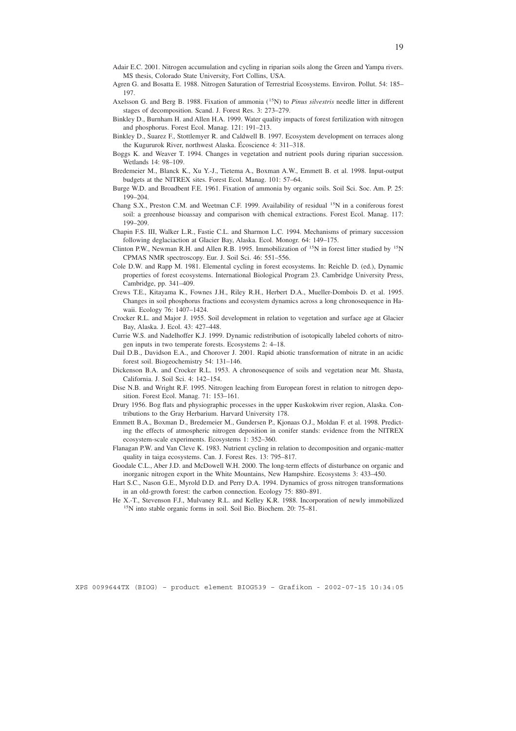Adair E.C. 2001. Nitrogen accumulation and cycling in riparian soils along the Green and Yampa rivers. MS thesis, Colorado State University, Fort Collins, USA.

Agren G. and Bosatta E. 1988. Nitrogen Saturation of Terrestrial Ecosystems. Environ. Pollut. 54: 185–197.

Axelsson G. and Berg B. 1988. Fixation of ammonia ($^{15}$N) to *Pinus silvestris* needle litter in different stages of decomposition. Scand. J. Forest Res. 3: 273–279.

Binkley D., Burnham H. and Allen H.A. 1999. Water quality impacts of forest fertilization with nitrogen and phosphorus. Forest Ecol. Manag. 121: 191–213.

Binkley D., Suarez F., Stottlemyer R. and Caldwell B. 1997. Ecosystem development on terraces along the Kugururok River, northwest Alaska. Écoscience 4: 311–318.

Boggs K. and Weaver T. 1994. Changes in vegetation and nutrient pools during riparian succession. Wetlands 14: 98–109.

Bredemeier M., Blanck K., Xu Y.-J., Tietema A., Boxman A.W., Emmett B. et al. 1998. Input-output budgets at the NITREX sites. Forest Ecol. Manag. 101: 57–64.

Burge W.D. and Broadbent F.E. 1961. Fixation of ammonia by organic soils. Soil Sci. Soc. Am. P. 25: 199–204.

Chang S.X., Preston C.M. and Weetman C.F. 1999. Availability of residual $^{15}$N in a coniferous forest soil: a greenhouse bioassay and comparison with chemical extractions. Forest Ecol. Manag. 117: 199–209.

Chapin F.S. III, Walker L.R., Fastie C.L. and Sharmon L.C. 1994. Mechanisms of primary succession following deglaciaction at Glacier Bay, Alaska. Ecol. Monogr. 64: 149–175.

Clinton P.W., Newman R.H. and Allen R.B. 1995. Immobilization of $^{15}$N in forest litter studied by $^{15}$N CPMAS NMR spectroscopy. Eur. J. Soil Sci. 46: 551–556.

Cole D.W. and Rapp M. 1981. Elemental cycling in forest ecosystems. In: Reichle D. (ed.), Dynamic properties of forest ecosystems. International Biological Program 23. Cambridge University Press, Cambridge, pp. 341–409.

Crews T.E., Kitayama K., Fownes J.H., Riley R.H., Herbert D.A., Mueller-Dombois D. et al. 1995. Changes in soil phosphorus fractions and ecosystem dynamics across a long chronosequence in Hawaii. Ecology 76: 1407–1424.

Crocker R.L. and Major J. 1955. Soil development in relation to vegetation and surface age at Glacier Bay, Alaska. J. Ecol. 43: 427–448.

Currie W.S. and Nadelhoffer K.J. 1999. Dynamic redistribution of isotopically labeled cohorts of nitrogen inputs in two temperate forests. Ecosystems 2: 4–18.

Dail D.B., Davidson E.A., and Chorover J. 2001. Rapid abiotic transformation of nitrate in an acidic forest soil. Biogeochemistry 54: 131–146.

Dickenson B.A. and Crocker R.L. 1953. A chronosequence of soils and vegetation near Mt. Shasta, California. J. Soil Sci. 4: 142–154.

Dise N.B. and Wright R.F. 1995. Nitrogen leaching from European forest in relation to nitrogen deposition. Forest Ecol. Manag. 71: 153–161.

Drury 1956. Bog flats and physiographic processes in the upper Kuskokwim river region, Alaska. Contributions to the Gray Herbarium. Harvard University 178.

Emmett B.A., Boxman D., Bredemeier M., Gundersen P., Kjonaas O.J., Moldan F. et al. 1998. Predicting the effects of atmospheric nitrogen deposition in conifer stands: evidence from the NITREX ecosystem-scale experiments. Ecosystems 1: 352–360.

Flanagan P.W. and Van Cleve K. 1983. Nutrient cycling in relation to decomposition and organic-matter quality in taiga ecosystems. Can. J. Forest Res. 13: 795–817.

Goodale C.L., Aber J.D. and McDowell W.H. 2000. The long-term effects of disturbance on organic and inorganic nitrogen export in the White Mountains, New Hampshire. Ecosystems 3: 433–450.

Hart S.C., Nason G.E., Myrold D.D. and Perry D.A. 1994. Dynamics of gross nitrogen transformations in an old-growth forest: the carbon connection. Ecology 75: 880–891.

He X.-T., Stevenson F.J., Mulvaney R.L. and Kelley K.R. 1988. Incorporation of newly immobilized $^{15}$N into stable organic forms in soil. Soil Bio. Biochem. 20: 75–81.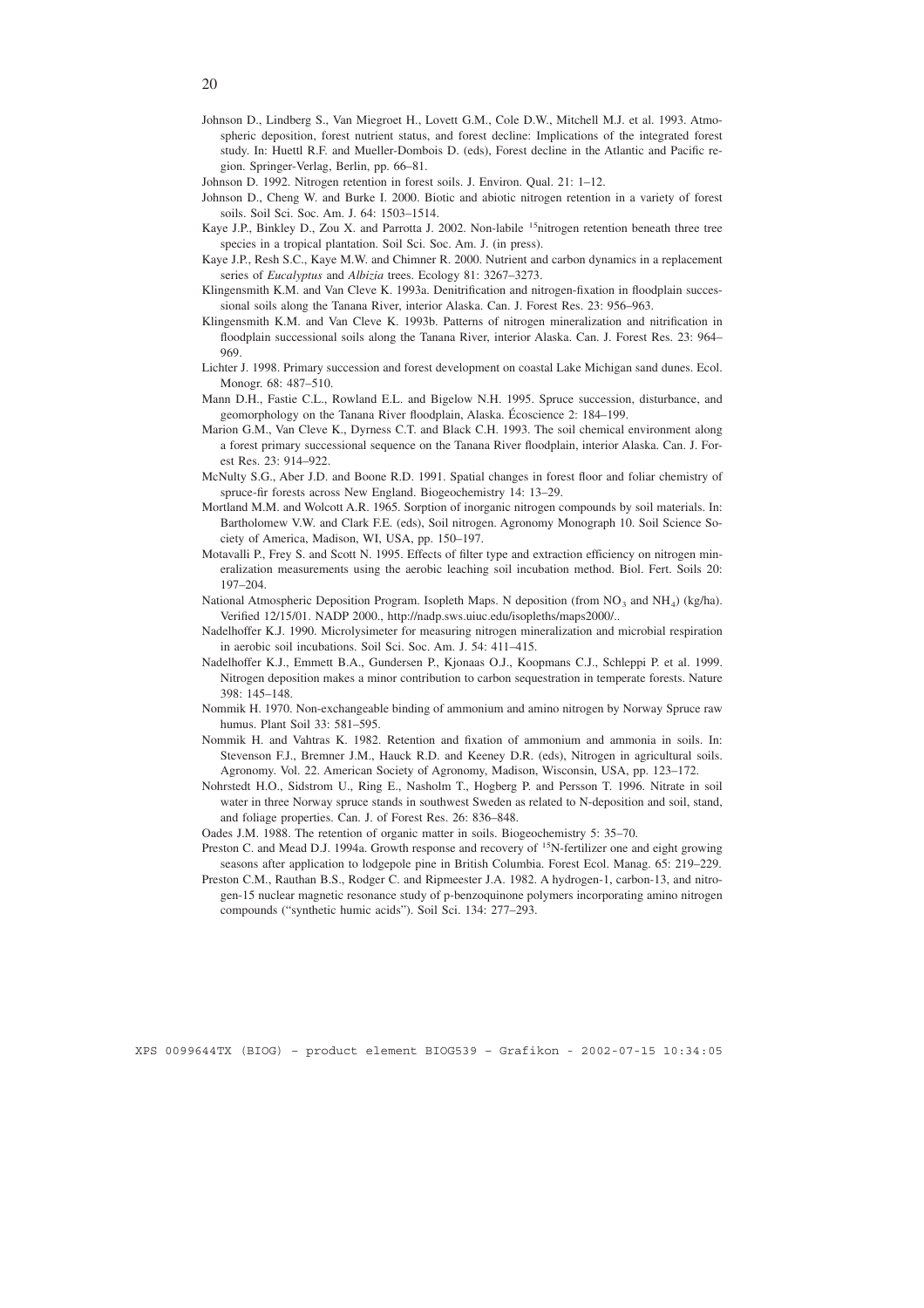Johnson D., Lindberg S., Van Miegroet H., Lovett G.M., Cole D.W., Mitchell M.J. et al. 1993. Atmospheric deposition, forest nutrient status, and forest decline: Implications of the integrated forest study. In: Huettl R.F. and Mueller-Dombois D. (eds), Forest decline in the Atlantic and Pacific region. Springer-Verlag, Berlin, pp. 66–81.

Johnson D. 1992. Nitrogen retention in forest soils. J. Environ. Qual. 21: 1–12.

Johnson D., Cheng W. and Burke I. 2000. Biotic and abiotic nitrogen retention in a variety of forest soils. Soil Sci. Soc. Am. J. 64: 1503–1514.

Kaye J.P., Binkley D., Zou X. and Parrotta J. 2002. Non-labile $^{15}$nitrogen retention beneath three tree species in a tropical plantation. Soil Sci. Soc. Am. J. (in press).

Kaye J.P., Resh S.C., Kaye M.W. and Chimner R. 2000. Nutrient and carbon dynamics in a replacement series of *Eucalyptus* and *Albizia* trees. Ecology 81: 3267–3273.

Klingensmith K.M. and Van Cleve K. 1993a. Denitrification and nitrogen-fixation in floodplain successional soils along the Tanana River, interior Alaska. Can. J. Forest Res. 23: 956–963.

Klingensmith K.M. and Van Cleve K. 1993b. Patterns of nitrogen mineralization and nitrification in floodplain successional soils along the Tanana River, interior Alaska. Can. J. Forest Res. 23: 964–969.

Lichter J. 1998. Primary succession and forest development on coastal Lake Michigan sand dunes. Ecol. Monogr. 68: 487–510.

Mann D.H., Fastie C.L., Rowland E.L. and Bigelow N.H. 1995. Spruce succession, disturbance, and geomorphology on the Tanana River floodplain, Alaska. Écoscience 2: 184–199.

Marion G.M., Van Cleve K., Dyrness C.T. and Black C.H. 1993. The soil chemical environment along a forest primary successional sequence on the Tanana River floodplain, interior Alaska. Can. J. Forest Res. 23: 914–922.

McNulty S.G., Aber J.D. and Boone R.D. 1991. Spatial changes in forest floor and foliar chemistry of spruce-fir forests across New England. Biogeochemistry 14: 13–29.

Mortland M.M. and Wolcott A.R. 1965. Sorption of inorganic nitrogen compounds by soil materials. In: Bartholomew V.W. and Clark F.E. (eds), Soil nitrogen. Agronomy Monograph 10. Soil Science Society of America, Madison, WI, USA, pp. 150–197.

Motavalli P., Frey S. and Scott N. 1995. Effects of filter type and extraction efficiency on nitrogen mineralization measurements using the aerobic leaching soil incubation method. Biol. Fert. Soils 20: 197–204.

National Atmospheric Deposition Program. Isopleth Maps. N deposition (from $NO_3$ and $NH_4$) (kg/ha). Verified 12/15/01. NADP 2000., http://nadp.sws.uiuc.edu/isopleths/maps2000/..

Nadelhoffer K.J. 1990. Microlysimeter for measuring nitrogen mineralization and microbial respiration in aerobic soil incubations. Soil Sci. Soc. Am. J. 54: 411–415.

Nadelhoffer K.J., Emmett B.A., Gundersen P., Kjonaas O.J., Koopmans C.J., Schleppi P. et al. 1999. Nitrogen deposition makes a minor contribution to carbon sequestration in temperate forests. Nature 398: 145–148.

Nommik H. 1970. Non-exchangeable binding of ammonium and amino nitrogen by Norway Spruce raw humus. Plant Soil 33: 581–595.

Nommik H. and Vahtras K. 1982. Retention and fixation of ammonium and ammonia in soils. In: Stevenson F.J., Bremner J.M., Hauck R.D. and Keeney D.R. (eds), Nitrogen in agricultural soils. Agronomy. Vol. 22. American Society of Agronomy, Madison, Wisconsin, USA, pp. 123–172.

Nohrstedt H.O., Sidstrom U., Ring E., Nasholm T., Hogberg P. and Persson T. 1996. Nitrate in soil water in three Norway spruce stands in southwest Sweden as related to N-deposition and soil, stand, and foliage properties. Can. J. of Forest Res. 26: 836–848.

Oades J.M. 1988. The retention of organic matter in soils. Biogeochemistry 5: 35–70.

Preston C. and Mead D.J. 1994a. Growth response and recovery of $^{15}$N-fertilizer one and eight growing seasons after application to lodgepole pine in British Columbia. Forest Ecol. Manag. 65: 219–229.

Preston C.M., Rauthan B.S., Rodger C. and Ripmeester J.A. 1982. A hydrogen-1, carbon-13, and nitrogen-15 nuclear magnetic resonance study of p-benzoquinone polymers incorporating amino nitrogen compounds ("synthetic humic acids"). Soil Sci. 134: 277–293.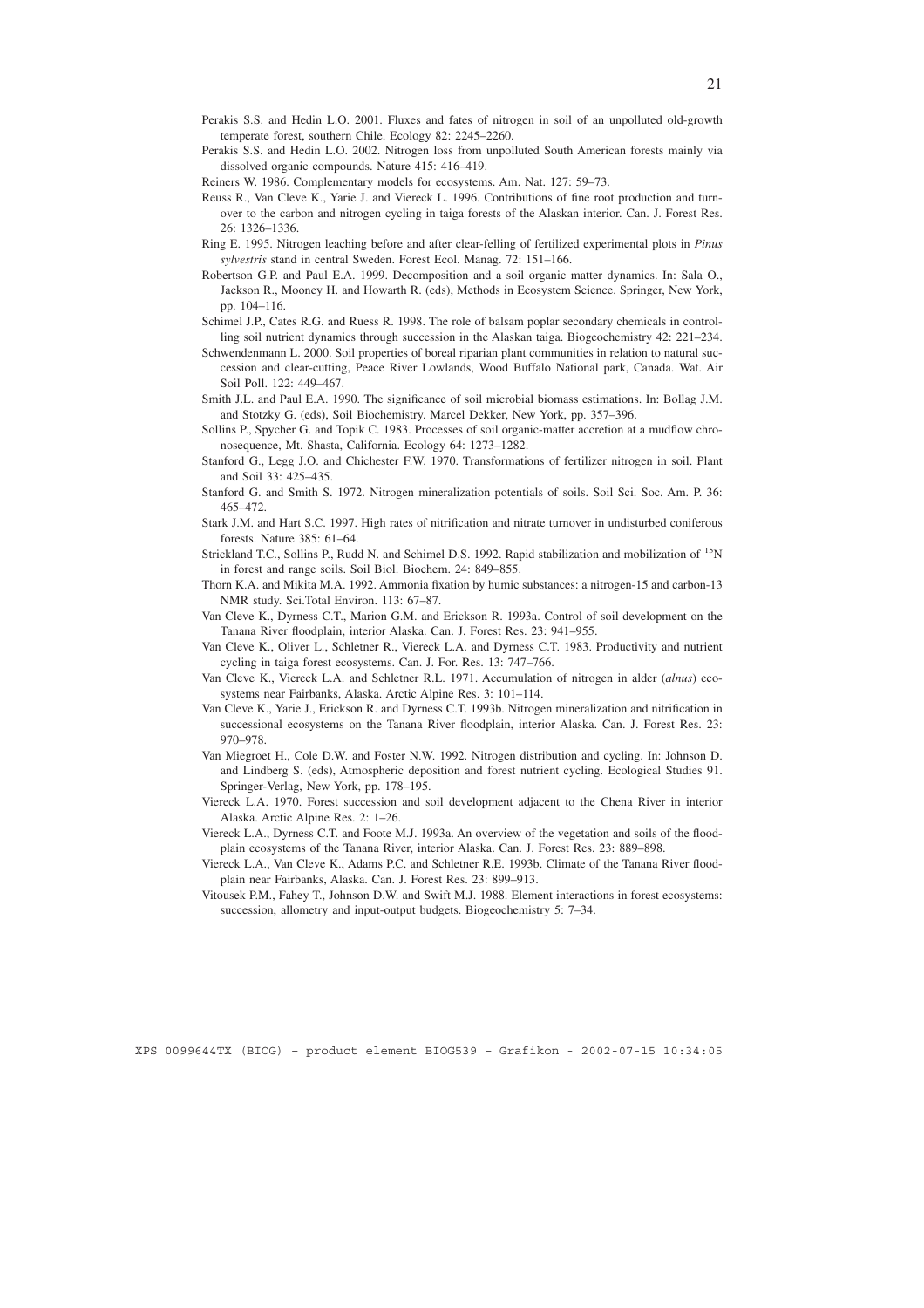Perakis S.S. and Hedin L.O. 2001. Fluxes and fates of nitrogen in soil of an unpolluted old-growth temperate forest, southern Chile. Ecology 82: 2245–2260.

Perakis S.S. and Hedin L.O. 2002. Nitrogen loss from unpolluted South American forests mainly via dissolved organic compounds. Nature 415: 416–419.

Reiners W. 1986. Complementary models for ecosystems. Am. Nat. 127: 59–73.

Reuss R., Van Cleve K., Yarie J. and Viereck L. 1996. Contributions of fine root production and turnover to the carbon and nitrogen cycling in taiga forests of the Alaskan interior. Can. J. Forest Res. 26: 1326–1336.

Ring E. 1995. Nitrogen leaching before and after clear-felling of fertilized experimental plots in *Pinus sylvestris* stand in central Sweden. Forest Ecol. Manag. 72: 151–166.

Robertson G.P. and Paul E.A. 1999. Decomposition and a soil organic matter dynamics. In: Sala O., Jackson R., Mooney H. and Howarth R. (eds), Methods in Ecosystem Science. Springer, New York, pp. 104–116.

Schimel J.P., Cates R.G. and Ruess R. 1998. The role of balsam poplar secondary chemicals in controlling soil nutrient dynamics through succession in the Alaskan taiga. Biogeochemistry 42: 221–234.

Schwendenmann L. 2000. Soil properties of boreal riparian plant communities in relation to natural succession and clear-cutting, Peace River Lowlands, Wood Buffalo National park, Canada. Wat. Air Soil Poll. 122: 449–467.

Smith J.L. and Paul E.A. 1990. The significance of soil microbial biomass estimations. In: Bollag J.M. and Stotzky G. (eds), Soil Biochemistry. Marcel Dekker, New York, pp. 357–396.

Sollins P., Spycher G. and Topik C. 1983. Processes of soil organic-matter accretion at a mudflow chronosequence, Mt. Shasta, California. Ecology 64: 1273–1282.

Stanford G., Legg J.O. and Chichester F.W. 1970. Transformations of fertilizer nitrogen in soil. Plant and Soil 33: 425–435.

Stanford G. and Smith S. 1972. Nitrogen mineralization potentials of soils. Soil Sci. Soc. Am. P. 36: 465–472.

Stark J.M. and Hart S.C. 1997. High rates of nitrification and nitrate turnover in undisturbed coniferous forests. Nature 385: 61–64.

Strickland T.C., Sollins P., Rudd N. and Schimel D.S. 1992. Rapid stabilization and mobilization of $^{15}N$ in forest and range soils. Soil Biol. Biochem. 24: 849–855.

Thorn K.A. and Mikita M.A. 1992. Ammonia fixation by humic substances: a nitrogen-15 and carbon-13 NMR study. Sci.Total Environ. 113: 67–87.

Van Cleve K., Dyrness C.T., Marion G.M. and Erickson R. 1993a. Control of soil development on the Tanana River floodplain, interior Alaska. Can. J. Forest Res. 23: 941–955.

Van Cleve K., Oliver L., Schletner R., Viereck L.A. and Dyrness C.T. 1983. Productivity and nutrient cycling in taiga forest ecosystems. Can. J. For. Res. 13: 747–766.

Van Cleve K., Viereck L.A. and Schletner R.L. 1971. Accumulation of nitrogen in alder (*alnus*) ecosystems near Fairbanks, Alaska. Arctic Alpine Res. 3: 101–114.

Van Cleve K., Yarie J., Erickson R. and Dyrness C.T. 1993b. Nitrogen mineralization and nitrification in successional ecosystems on the Tanana River floodplain, interior Alaska. Can. J. Forest Res. 23: 970–978.

Van Miegroet H., Cole D.W. and Foster N.W. 1992. Nitrogen distribution and cycling. In: Johnson D. and Lindberg S. (eds), Atmospheric deposition and forest nutrient cycling. Ecological Studies 91. Springer-Verlag, New York, pp. 178–195.

Viereck L.A. 1970. Forest succession and soil development adjacent to the Chena River in interior Alaska. Arctic Alpine Res. 2: 1–26.

Viereck L.A., Dyrness C.T. and Foote M.J. 1993a. An overview of the vegetation and soils of the floodplain ecosystems of the Tanana River, interior Alaska. Can. J. Forest Res. 23: 889–898.

Viereck L.A., Van Cleve K., Adams P.C. and Schletner R.E. 1993b. Climate of the Tanana River floodplain near Fairbanks, Alaska. Can. J. Forest Res. 23: 899–913.

Vitousek P.M., Fahey T., Johnson D.W. and Swift M.J. 1988. Element interactions in forest ecosystems: succession, allometry and input-output budgets. Biogeochemistry 5: 7–34.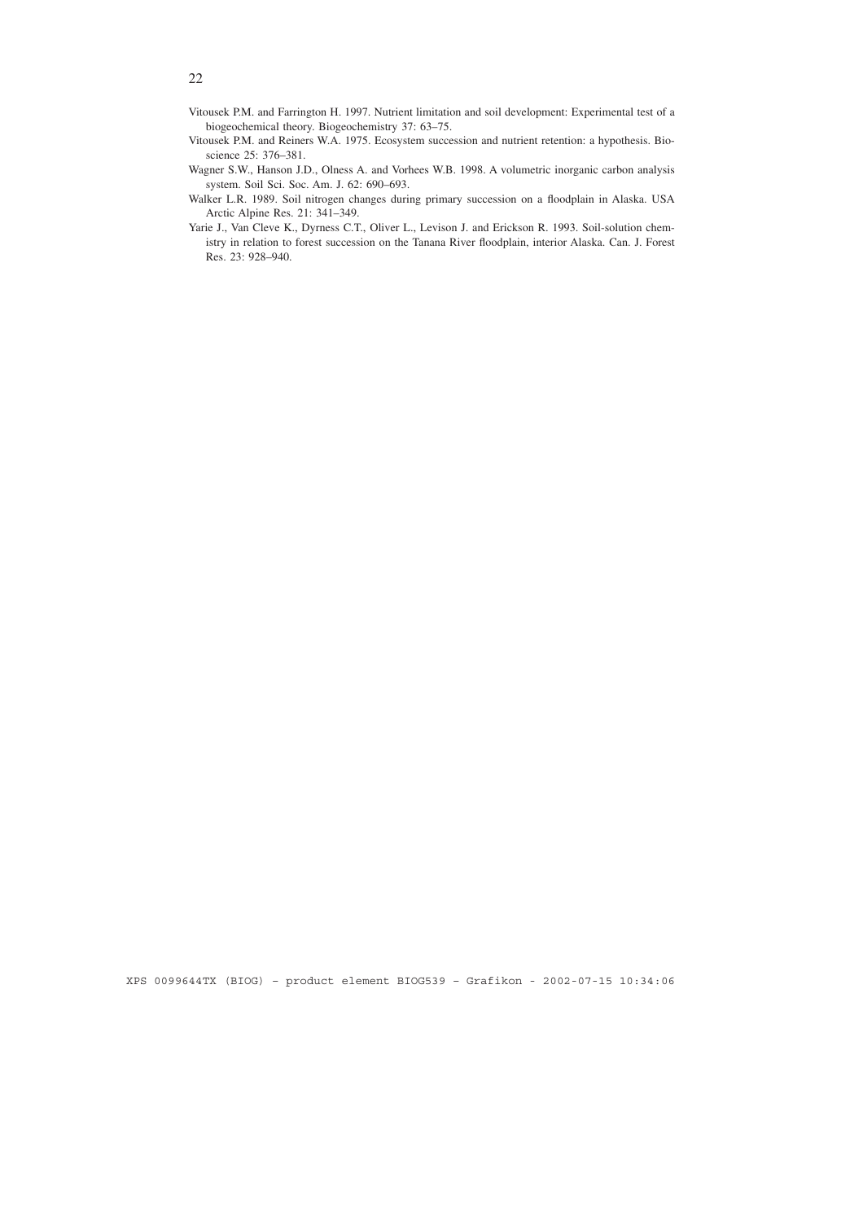Vitousek P.M. and Farrington H. 1997. Nutrient limitation and soil development: Experimental test of a biogeochemical theory. Biogeochemistry 37: 63–75.

Vitousek P.M. and Reiners W.A. 1975. Ecosystem succession and nutrient retention: a hypothesis. Bioscience 25: 376–381.

Wagner S.W., Hanson J.D., Olness A. and Vorhees W.B. 1998. A volumetric inorganic carbon analysis system. Soil Sci. Soc. Am. J. 62: 690–693.

Walker L.R. 1989. Soil nitrogen changes during primary succession on a floodplain in Alaska. USA Arctic Alpine Res. 21: 341–349.

Yarie J., Van Cleve K., Dyrness C.T., Oliver L., Levison J. and Erickson R. 1993. Soil-solution chemistry in relation to forest succession on the Tanana River floodplain, interior Alaska. Can. J. Forest Res. 23: 928–940.